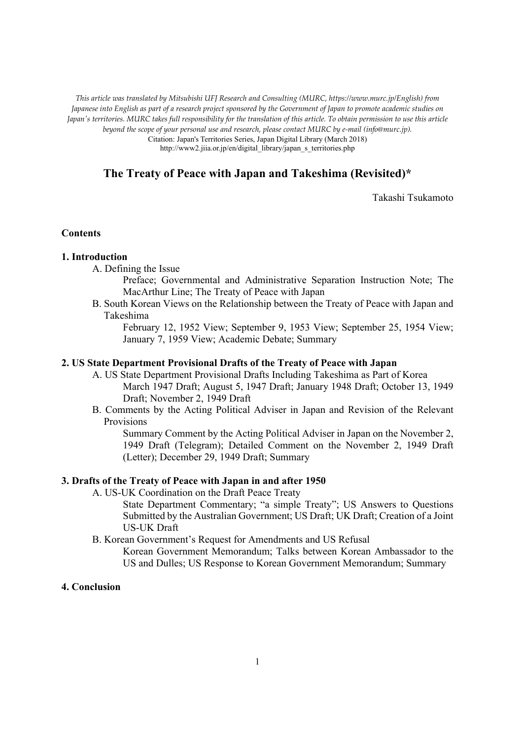*This article was translated by Mitsubishi UFJ Research and Consulting (MURC, https://www.murc.jp/English) from Japanese into English as part of a research project sponsored by the Government of Japan to promote academic studies on Japan's territories. MURC takes full responsibility for the translation of this article. To obtain permission to use this article beyond the scope of your personal use and research, please contact MURC by e-mail (info@murc.jp).*

Citation: Japan's Territories Series, Japan Digital Library (March 2018)
http://www2.jiia.or.jp/en/digital_library/japan_s_territories.php

# The Treaty of Peace with Japan and Takeshima (Revisited)*

Takashi Tsukamoto

**Contents**

**1. Introduction**

- A. Defining the Issue
  - Preface; Governmental and Administrative Separation Instruction Note; The MacArthur Line; The Treaty of Peace with Japan
- B. South Korean Views on the Relationship between the Treaty of Peace with Japan and Takeshima
  - February 12, 1952 View; September 9, 1953 View; September 25, 1954 View; January 7, 1959 View; Academic Debate; Summary

**2. US State Department Provisional Drafts of the Treaty of Peace with Japan**

- A. US State Department Provisional Drafts Including Takeshima as Part of Korea
  - March 1947 Draft; August 5, 1947 Draft; January 1948 Draft; October 13, 1949 Draft; November 2, 1949 Draft
- B. Comments by the Acting Political Adviser in Japan and Revision of the Relevant Provisions
  - Summary Comment by the Acting Political Adviser in Japan on the November 2, 1949 Draft (Telegram); Detailed Comment on the November 2, 1949 Draft (Letter); December 29, 1949 Draft; Summary

**3. Drafts of the Treaty of Peace with Japan in and after 1950**

- A. US-UK Coordination on the Draft Peace Treaty
  - State Department Commentary; "a simple Treaty"; US Answers to Questions Submitted by the Australian Government; US Draft; UK Draft; Creation of a Joint US-UK Draft
- B. Korean Government's Request for Amendments and US Refusal
  - Korean Government Memorandum; Talks between Korean Ambassador to the US and Dulles; US Response to Korean Government Memorandum; Summary

**4. Conclusion**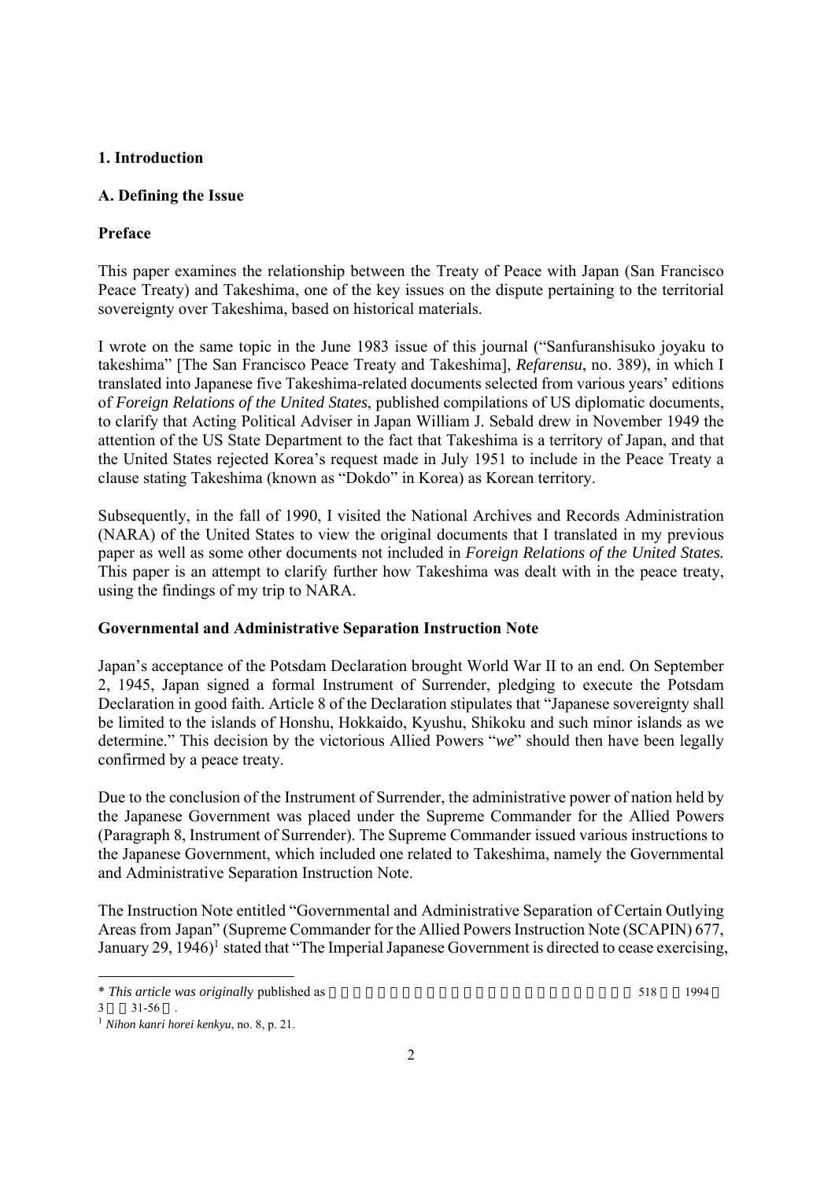**1. Introduction**

**A. Defining the Issue**

**Preface**

This paper examines the relationship between the Treaty of Peace with Japan (San Francisco Peace Treaty) and Takeshima, one of the key issues on the dispute pertaining to the territorial sovereignty over Takeshima, based on historical materials.

I wrote on the same topic in the June 1983 issue of this journal ("Sanfuranshisuko joyaku to takeshima" [The San Francisco Peace Treaty and Takeshima], *Refarensu*, no. 389), in which I translated into Japanese five Takeshima-related documents selected from various years' editions of *Foreign Relations of the United States*, published compilations of US diplomatic documents, to clarify that Acting Political Adviser in Japan William J. Sebald drew in November 1949 the attention of the US State Department to the fact that Takeshima is a territory of Japan, and that the United States rejected Korea's request made in July 1951 to include in the Peace Treaty a clause stating Takeshima (known as "Dokdo" in Korea) as Korean territory.

Subsequently, in the fall of 1990, I visited the National Archives and Records Administration (NARA) of the United States to view the original documents that I translated in my previous paper as well as some other documents not included in *Foreign Relations of the United States.* This paper is an attempt to clarify further how Takeshima was dealt with in the peace treaty, using the findings of my trip to NARA.

**Governmental and Administrative Separation Instruction Note**

Japan's acceptance of the Potsdam Declaration brought World War II to an end. On September 2, 1945, Japan signed a formal Instrument of Surrender, pledging to execute the Potsdam Declaration in good faith. Article 8 of the Declaration stipulates that "Japanese sovereignty shall be limited to the islands of Honshu, Hokkaido, Kyushu, Shikoku and such minor islands as we determine." This decision by the victorious Allied Powers "*we*" should then have been legally confirmed by a peace treaty.

Due to the conclusion of the Instrument of Surrender, the administrative power of nation held by the Japanese Government was placed under the Supreme Commander for the Allied Powers (Paragraph 8, Instrument of Surrender). The Supreme Commander issued various instructions to the Japanese Government, which included one related to Takeshima, namely the Governmental and Administrative Separation Instruction Note.

The Instruction Note entitled "Governmental and Administrative Separation of Certain Outlying Areas from Japan" (Supreme Commander for the Allied Powers Instruction Note (SCAPIN) 677, January 29, 1946)[1] stated that "The Imperial Japanese Government is directed to cease exercising,

---

\* *This article was originally* published as 518 1994 3 31-56 .

[1] *Nihon kanri horei kenkyu*, no. 8, p. 21.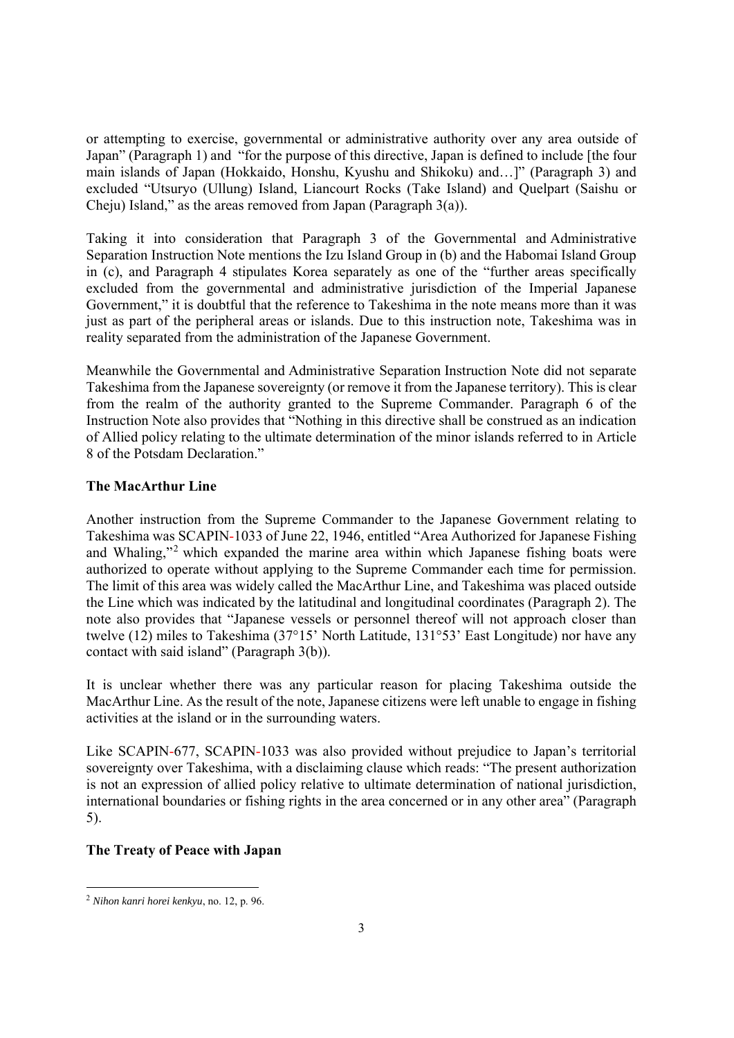or attempting to exercise, governmental or administrative authority over any area outside of Japan" (Paragraph 1) and "for the purpose of this directive, Japan is defined to include [the four main islands of Japan (Hokkaido, Honshu, Kyushu and Shikoku) and…]" (Paragraph 3) and excluded "Utsuryo (Ullung) Island, Liancourt Rocks (Take Island) and Quelpart (Saishu or Cheju) Island," as the areas removed from Japan (Paragraph 3(a)).

Taking it into consideration that Paragraph 3 of the Governmental and Administrative Separation Instruction Note mentions the Izu Island Group in (b) and the Habomai Island Group in (c), and Paragraph 4 stipulates Korea separately as one of the "further areas specifically excluded from the governmental and administrative jurisdiction of the Imperial Japanese Government," it is doubtful that the reference to Takeshima in the note means more than it was just as part of the peripheral areas or islands. Due to this instruction note, Takeshima was in reality separated from the administration of the Japanese Government.

Meanwhile the Governmental and Administrative Separation Instruction Note did not separate Takeshima from the Japanese sovereignty (or remove it from the Japanese territory). This is clear from the realm of the authority granted to the Supreme Commander. Paragraph 6 of the Instruction Note also provides that "Nothing in this directive shall be construed as an indication of Allied policy relating to the ultimate determination of the minor islands referred to in Article 8 of the Potsdam Declaration."

**The MacArthur Line**

Another instruction from the Supreme Commander to the Japanese Government relating to Takeshima was SCAPIN-1033 of June 22, 1946, entitled "Area Authorized for Japanese Fishing and Whaling,"[2] which expanded the marine area within which Japanese fishing boats were authorized to operate without applying to the Supreme Commander each time for permission. The limit of this area was widely called the MacArthur Line, and Takeshima was placed outside the Line which was indicated by the latitudinal and longitudinal coordinates (Paragraph 2). The note also provides that "Japanese vessels or personnel thereof will not approach closer than twelve (12) miles to Takeshima (37°15' North Latitude, 131°53' East Longitude) nor have any contact with said island" (Paragraph 3(b)).

It is unclear whether there was any particular reason for placing Takeshima outside the MacArthur Line. As the result of the note, Japanese citizens were left unable to engage in fishing activities at the island or in the surrounding waters.

Like SCAPIN-677, SCAPIN-1033 was also provided without prejudice to Japan's territorial sovereignty over Takeshima, with a disclaiming clause which reads: "The present authorization is not an expression of allied policy relative to ultimate determination of national jurisdiction, international boundaries or fishing rights in the area concerned or in any other area" (Paragraph 5).

**The Treaty of Peace with Japan**

---

[2] *Nihon kanri horei kenkyu*, no. 12, p. 96.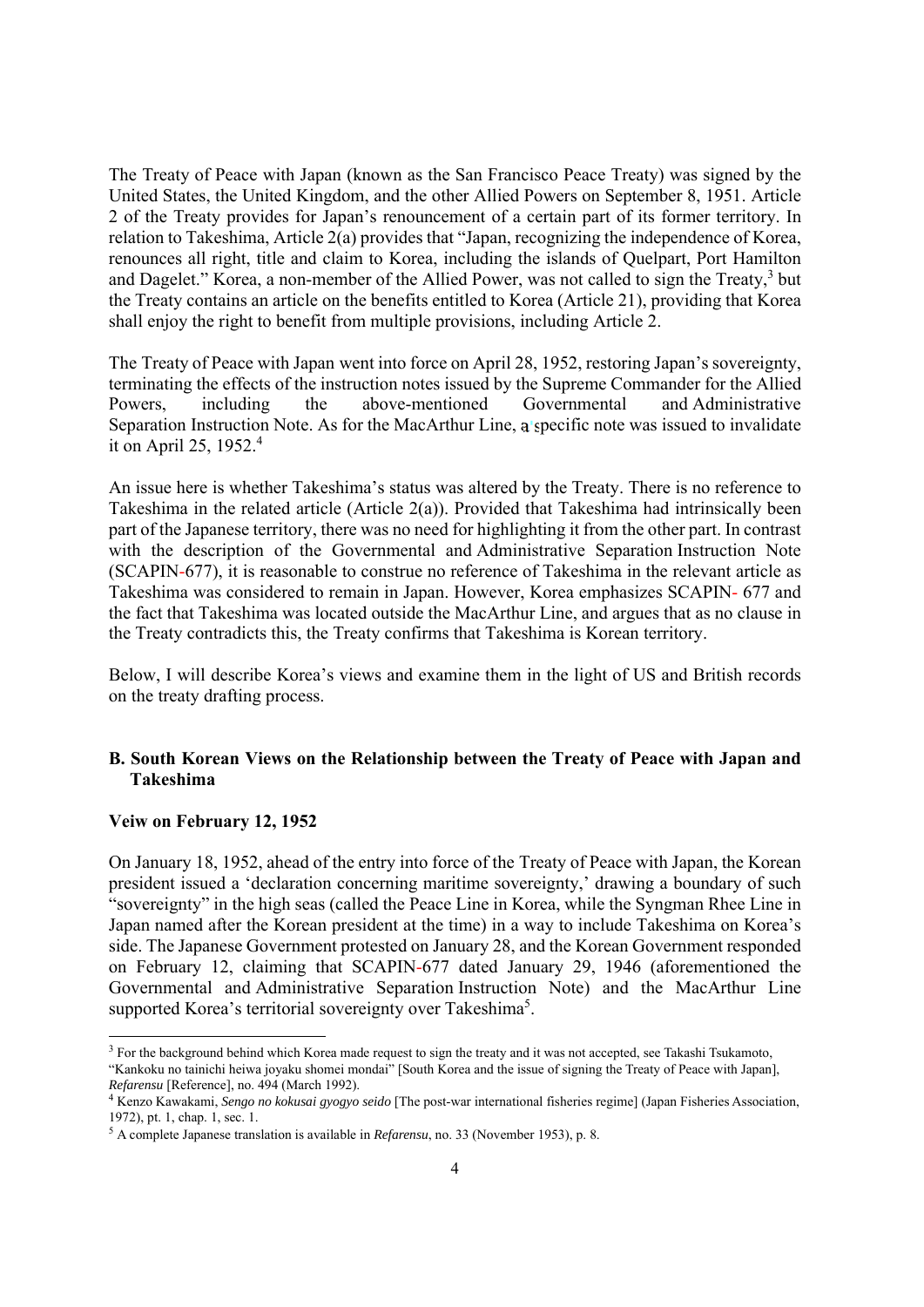The Treaty of Peace with Japan (known as the San Francisco Peace Treaty) was signed by the United States, the United Kingdom, and the other Allied Powers on September 8, 1951. Article 2 of the Treaty provides for Japan's renouncement of a certain part of its former territory. In relation to Takeshima, Article 2(a) provides that "Japan, recognizing the independence of Korea, renounces all right, title and claim to Korea, including the islands of Quelpart, Port Hamilton and Dagelet." Korea, a non-member of the Allied Power, was not called to sign the Treaty,[3] but the Treaty contains an article on the benefits entitled to Korea (Article 21), providing that Korea shall enjoy the right to benefit from multiple provisions, including Article 2.

The Treaty of Peace with Japan went into force on April 28, 1952, restoring Japan's sovereignty, terminating the effects of the instruction notes issued by the Supreme Commander for the Allied Powers, including the above-mentioned Governmental and Administrative Separation Instruction Note. As for the MacArthur Line, a specific note was issued to invalidate it on April 25, 1952.[4]

An issue here is whether Takeshima's status was altered by the Treaty. There is no reference to Takeshima in the related article (Article 2(a)). Provided that Takeshima had intrinsically been part of the Japanese territory, there was no need for highlighting it from the other part. In contrast with the description of the Governmental and Administrative Separation Instruction Note (SCAPIN-677), it is reasonable to construe no reference of Takeshima in the relevant article as Takeshima was considered to remain in Japan. However, Korea emphasizes SCAPIN- 677 and the fact that Takeshima was located outside the MacArthur Line, and argues that as no clause in the Treaty contradicts this, the Treaty confirms that Takeshima is Korean territory.

Below, I will describe Korea's views and examine them in the light of US and British records on the treaty drafting process.

## B. South Korean Views on the Relationship between the Treaty of Peace with Japan and Takeshima

### Veiw on February 12, 1952

On January 18, 1952, ahead of the entry into force of the Treaty of Peace with Japan, the Korean president issued a 'declaration concerning maritime sovereignty,' drawing a boundary of such "sovereignty" in the high seas (called the Peace Line in Korea, while the Syngman Rhee Line in Japan named after the Korean president at the time) in a way to include Takeshima on Korea's side. The Japanese Government protested on January 28, and the Korean Government responded on February 12, claiming that SCAPIN-677 dated January 29, 1946 (aforementioned the Governmental and Administrative Separation Instruction Note) and the MacArthur Line supported Korea's territorial sovereignty over Takeshima[5].

---

[3] For the background behind which Korea made request to sign the treaty and it was not accepted, see Takashi Tsukamoto, "Kankoku no tainichi heiwa joyaku shomei mondai" [South Korea and the issue of signing the Treaty of Peace with Japan], *Refarensu* [Reference], no. 494 (March 1992).

[4] Kenzo Kawakami, *Sengo no kokusai gyogyo seido* [The post-war international fisheries regime] (Japan Fisheries Association, 1972), pt. 1, chap. 1, sec. 1.

[5] A complete Japanese translation is available in *Refarensu*, no. 33 (November 1953), p. 8.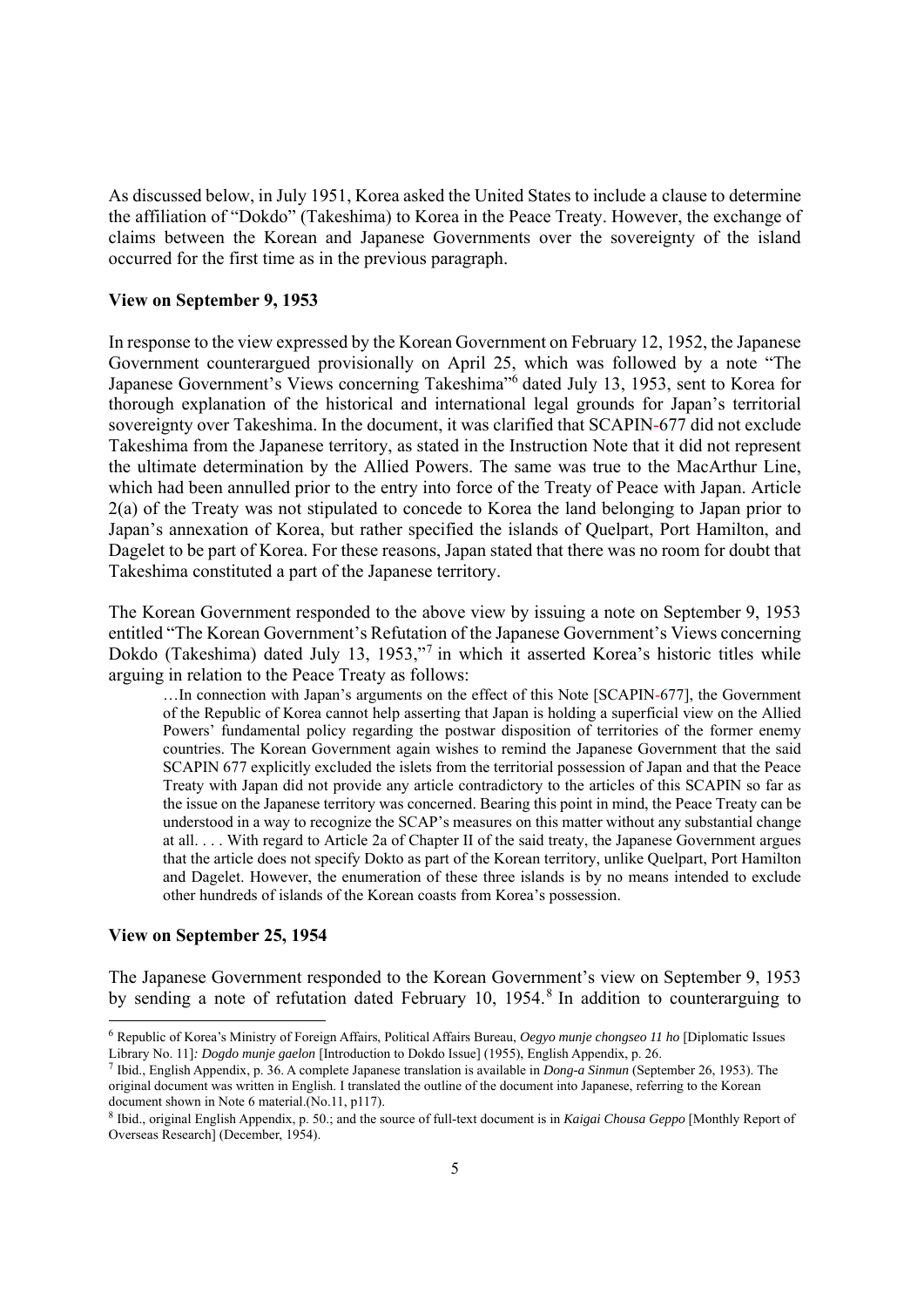As discussed below, in July 1951, Korea asked the United States to include a clause to determine the affiliation of "Dokdo" (Takeshima) to Korea in the Peace Treaty. However, the exchange of claims between the Korean and Japanese Governments over the sovereignty of the island occurred for the first time as in the previous paragraph.

**View on September 9, 1953**

In response to the view expressed by the Korean Government on February 12, 1952, the Japanese Government counterargued provisionally on April 25, which was followed by a note "The Japanese Government's Views concerning Takeshima"[6] dated July 13, 1953, sent to Korea for thorough explanation of the historical and international legal grounds for Japan's territorial sovereignty over Takeshima. In the document, it was clarified that SCAPIN-677 did not exclude Takeshima from the Japanese territory, as stated in the Instruction Note that it did not represent the ultimate determination by the Allied Powers. The same was true to the MacArthur Line, which had been annulled prior to the entry into force of the Treaty of Peace with Japan. Article 2(a) of the Treaty was not stipulated to concede to Korea the land belonging to Japan prior to Japan's annexation of Korea, but rather specified the islands of Quelpart, Port Hamilton, and Dagelet to be part of Korea. For these reasons, Japan stated that there was no room for doubt that Takeshima constituted a part of the Japanese territory.

The Korean Government responded to the above view by issuing a note on September 9, 1953 entitled "The Korean Government's Refutation of the Japanese Government's Views concerning Dokdo (Takeshima) dated July 13, 1953,"[7] in which it asserted Korea's historic titles while arguing in relation to the Peace Treaty as follows:

> …In connection with Japan's arguments on the effect of this Note [SCAPIN-677], the Government of the Republic of Korea cannot help asserting that Japan is holding a superficial view on the Allied Powers' fundamental policy regarding the postwar disposition of territories of the former enemy countries. The Korean Government again wishes to remind the Japanese Government that the said SCAPIN 677 explicitly excluded the islets from the territorial possession of Japan and that the Peace Treaty with Japan did not provide any article contradictory to the articles of this SCAPIN so far as the issue on the Japanese territory was concerned. Bearing this point in mind, the Peace Treaty can be understood in a way to recognize the SCAP's measures on this matter without any substantial change at all. . . . With regard to Article 2a of Chapter II of the said treaty, the Japanese Government argues that the article does not specify Dokto as part of the Korean territory, unlike Quelpart, Port Hamilton and Dagelet. However, the enumeration of these three islands is by no means intended to exclude other hundreds of islands of the Korean coasts from Korea's possession.

**View on September 25, 1954**

The Japanese Government responded to the Korean Government's view on September 9, 1953 by sending a note of refutation dated February 10, 1954.[8] In addition to counterarguing to

---

[6] Republic of Korea's Ministry of Foreign Affairs, Political Affairs Bureau, *Oegyo munje chongseo 11 ho* [Diplomatic Issues Library No. 11]*: Dogdo munje gaelon* [Introduction to Dokdo Issue] (1955), English Appendix, p. 26.

[7] Ibid., English Appendix, p. 36. A complete Japanese translation is available in *Dong-a Sinmun* (September 26, 1953). The original document was written in English. I translated the outline of the document into Japanese, referring to the Korean document shown in Note 6 material.(No.11, p117).

[8] Ibid., original English Appendix, p. 50.; and the source of full-text document is in *Kaigai Chousa Geppo* [Monthly Report of Overseas Research] (December, 1954).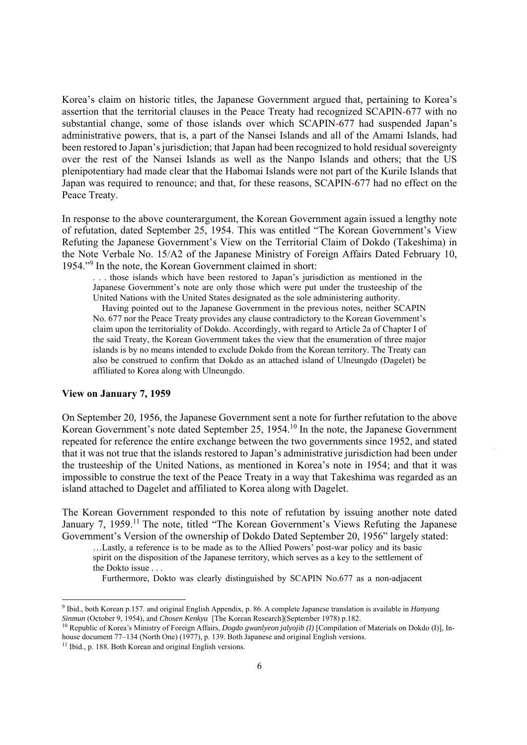Korea's claim on historic titles, the Japanese Government argued that, pertaining to Korea's assertion that the territorial clauses in the Peace Treaty had recognized SCAPIN-677 with no substantial change, some of those islands over which SCAPIN-677 had suspended Japan's administrative powers, that is, a part of the Nansei Islands and all of the Amami Islands, had been restored to Japan's jurisdiction; that Japan had been recognized to hold residual sovereignty over the rest of the Nansei Islands as well as the Nanpo Islands and others; that the US plenipotentiary had made clear that the Habomai Islands were not part of the Kurile Islands that Japan was required to renounce; and that, for these reasons, SCAPIN-677 had no effect on the Peace Treaty.

In response to the above counterargument, the Korean Government again issued a lengthy note of refutation, dated September 25, 1954. This was entitled "The Korean Government's View Refuting the Japanese Government's View on the Territorial Claim of Dokdo (Takeshima) in the Note Verbale No. 15/A2 of the Japanese Ministry of Foreign Affairs Dated February 10, 1954."[9] In the note, the Korean Government claimed in short:

> . . . those islands which have been restored to Japan's jurisdiction as mentioned in the Japanese Government's note are only those which were put under the trusteeship of the United Nations with the United States designated as the sole administering authority.
>
> Having pointed out to the Japanese Government in the previous notes, neither SCAPIN No. 677 nor the Peace Treaty provides any clause contradictory to the Korean Government's claim upon the territoriality of Dokdo. Accordingly, with regard to Article 2a of Chapter I of the said Treaty, the Korean Government takes the view that the enumeration of three major islands is by no means intended to exclude Dokdo from the Korean territory. The Treaty can also be construed to confirm that Dokdo as an attached island of Ulneungdo (Dagelet) be affiliated to Korea along with Ulneungdo.

**View on January 7, 1959**

On September 20, 1956, the Japanese Government sent a note for further refutation to the above Korean Government's note dated September 25, 1954.[10] In the note, the Japanese Government repeated for reference the entire exchange between the two governments since 1952, and stated that it was not true that the islands restored to Japan's administrative jurisdiction had been under the trusteeship of the United Nations, as mentioned in Korea's note in 1954; and that it was impossible to construe the text of the Peace Treaty in a way that Takeshima was regarded as an island attached to Dagelet and affiliated to Korea along with Dagelet.

The Korean Government responded to this note of refutation by issuing another note dated January 7, 1959.[11] The note, titled "The Korean Government's Views Refuting the Japanese Government's Version of the ownership of Dokdo Dated September 20, 1956" largely stated:

> …Lastly, a reference is to be made as to the Allied Powers' post-war policy and its basic spirit on the disposition of the Japanese territory, which serves as a key to the settlement of the Dokto issue . . .
>
> Furthermore, Dokto was clearly distinguished by SCAPIN No.677 as a non-adjacent

---

[9] Ibid., both Korean p.157. and original English Appendix, p. 86. A complete Japanese translation is available in *Hanyang Sinmun* (October 9, 1954), and *Chosen Kenkyu* [The Korean Research](September 1978) p.182.

[10] Republic of Korea's Ministry of Foreign Affairs, *Dogdo gwanlyeon jalyojib (I)* [Compilation of Materials on Dokdo (I)], In-house document 77–134 (North One) (1977), p. 139. Both Japanese and original English versions.

[11] Ibid., p. 188. Both Korean and original English versions.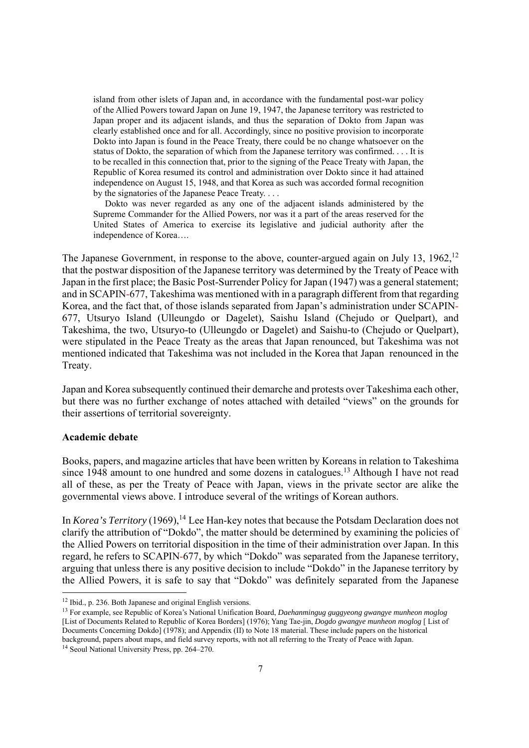> island from other islets of Japan and, in accordance with the fundamental post-war policy of the Allied Powers toward Japan on June 19, 1947, the Japanese territory was restricted to Japan proper and its adjacent islands, and thus the separation of Dokto from Japan was clearly established once and for all. Accordingly, since no positive provision to incorporate Dokto into Japan is found in the Peace Treaty, there could be no change whatsoever on the status of Dokto, the separation of which from the Japanese territory was confirmed. . . . It is to be recalled in this connection that, prior to the signing of the Peace Treaty with Japan, the Republic of Korea resumed its control and administration over Dokto since it had attained independence on August 15, 1948, and that Korea as such was accorded formal recognition by the signatories of the Japanese Peace Treaty. . . .
>
> Dokto was never regarded as any one of the adjacent islands administered by the Supreme Commander for the Allied Powers, nor was it a part of the areas reserved for the United States of America to exercise its legislative and judicial authority after the independence of Korea….

The Japanese Government, in response to the above, counter-argued again on July 13, 1962,[12] that the postwar disposition of the Japanese territory was determined by the Treaty of Peace with Japan in the first place; the Basic Post-Surrender Policy for Japan (1947) was a general statement; and in SCAPIN-677, Takeshima was mentioned with in a paragraph different from that regarding Korea, and the fact that, of those islands separated from Japan's administration under SCAPIN-677, Utsuryo Island (Ulleungdo or Dagelet), Saishu Island (Chejudo or Quelpart), and Takeshima, the two, Utsuryo-to (Ulleungdo or Dagelet) and Saishu-to (Chejudo or Quelpart), were stipulated in the Peace Treaty as the areas that Japan renounced, but Takeshima was not mentioned indicated that Takeshima was not included in the Korea that Japan renounced in the Treaty.

Japan and Korea subsequently continued their demarche and protests over Takeshima each other, but there was no further exchange of notes attached with detailed "views" on the grounds for their assertions of territorial sovereignty.

**Academic debate**

Books, papers, and magazine articles that have been written by Koreans in relation to Takeshima since 1948 amount to one hundred and some dozens in catalogues.[13] Although I have not read all of these, as per the Treaty of Peace with Japan, views in the private sector are alike the governmental views above. I introduce several of the writings of Korean authors.

In *Korea's Territory* (1969),[14] Lee Han-key notes that because the Potsdam Declaration does not clarify the attribution of "Dokdo", the matter should be determined by examining the policies of the Allied Powers on territorial disposition in the time of their administration over Japan. In this regard, he refers to SCAPIN-677, by which "Dokdo" was separated from the Japanese territory, arguing that unless there is any positive decision to include "Dokdo" in the Japanese territory by the Allied Powers, it is safe to say that "Dokdo" was definitely separated from the Japanese

---

[12] Ibid., p. 236. Both Japanese and original English versions.

[13] For example, see Republic of Korea's National Unification Board, *Daehanmingug guggyeong gwangye munheon moglog* [List of Documents Related to Republic of Korea Borders] (1976); Yang Tae-jin, *Dogdo gwangye munheon moglog* [ List of Documents Concerning Dokdo] (1978); and Appendix (II) to Note 18 material. These include papers on the historical background, papers about maps, and field survey reports, with not all referring to the Treaty of Peace with Japan.

[14] Seoul National University Press, pp. 264–270.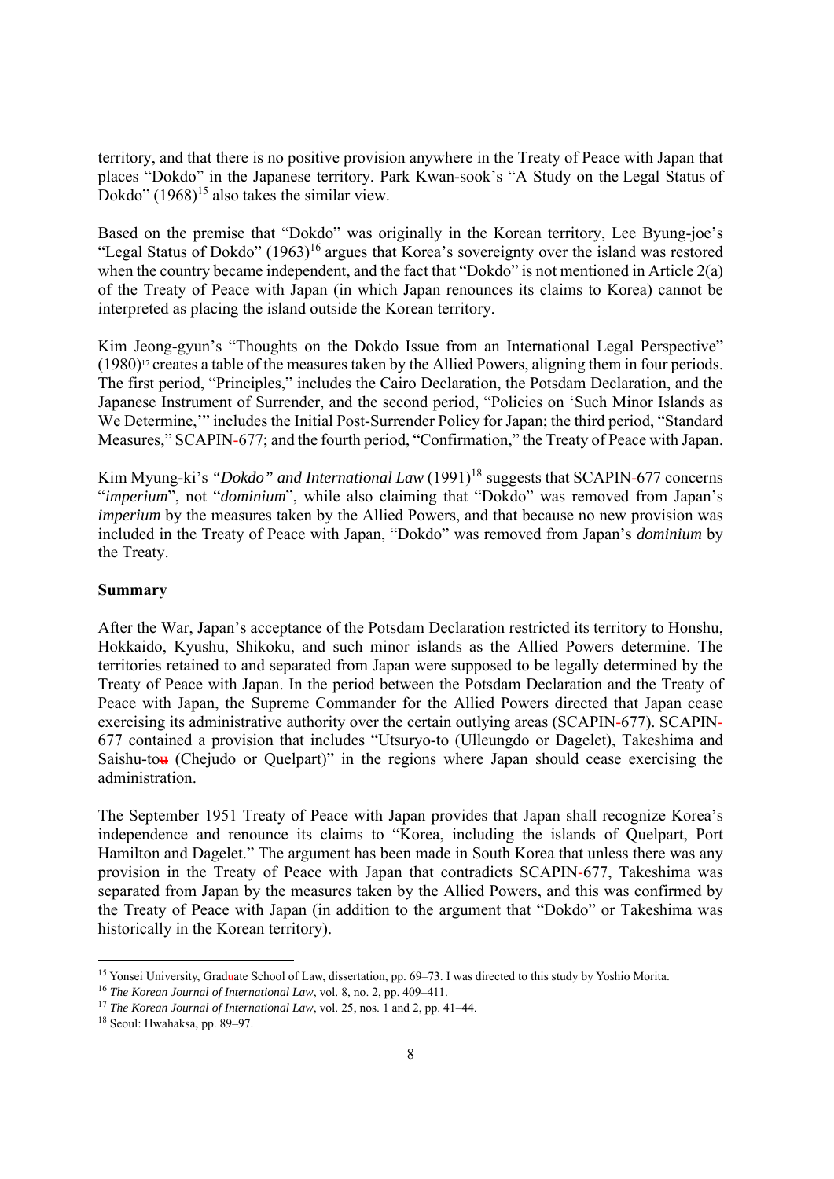territory, and that there is no positive provision anywhere in the Treaty of Peace with Japan that places "Dokdo" in the Japanese territory. Park Kwan-sook's "A Study on the Legal Status of Dokdo" (1968)[15] also takes the similar view.

Based on the premise that "Dokdo" was originally in the Korean territory, Lee Byung-joe's "Legal Status of Dokdo" (1963)[16] argues that Korea's sovereignty over the island was restored when the country became independent, and the fact that "Dokdo" is not mentioned in Article 2(a) of the Treaty of Peace with Japan (in which Japan renounces its claims to Korea) cannot be interpreted as placing the island outside the Korean territory.

Kim Jeong-gyun's "Thoughts on the Dokdo Issue from an International Legal Perspective" (1980)[17] creates a table of the measures taken by the Allied Powers, aligning them in four periods. The first period, "Principles," includes the Cairo Declaration, the Potsdam Declaration, and the Japanese Instrument of Surrender, and the second period, "Policies on 'Such Minor Islands as We Determine,'" includes the Initial Post-Surrender Policy for Japan; the third period, "Standard Measures," SCAPIN-677; and the fourth period, "Confirmation," the Treaty of Peace with Japan.

Kim Myung-ki's *"Dokdo" and International Law* (1991)[18] suggests that SCAPIN-677 concerns "*imperium*", not "*dominium*", while also claiming that "Dokdo" was removed from Japan's *imperium* by the measures taken by the Allied Powers, and that because no new provision was included in the Treaty of Peace with Japan, "Dokdo" was removed from Japan's *dominium* by the Treaty.

**Summary**

After the War, Japan's acceptance of the Potsdam Declaration restricted its territory to Honshu, Hokkaido, Kyushu, Shikoku, and such minor islands as the Allied Powers determine. The territories retained to and separated from Japan were supposed to be legally determined by the Treaty of Peace with Japan. In the period between the Potsdam Declaration and the Treaty of Peace with Japan, the Supreme Commander for the Allied Powers directed that Japan cease exercising its administrative authority over the certain outlying areas (SCAPIN-677). SCAPIN-677 contained a provision that includes "Utsuryo-to (Ulleungdo or Dagelet), Takeshima and Saishu-to (Chejudo or Quelpart)" in the regions where Japan should cease exercising the administration.

The September 1951 Treaty of Peace with Japan provides that Japan shall recognize Korea's independence and renounce its claims to "Korea, including the islands of Quelpart, Port Hamilton and Dagelet." The argument has been made in South Korea that unless there was any provision in the Treaty of Peace with Japan that contradicts SCAPIN-677, Takeshima was separated from Japan by the measures taken by the Allied Powers, and this was confirmed by the Treaty of Peace with Japan (in addition to the argument that "Dokdo" or Takeshima was historically in the Korean territory).

[15] Yonsei University, Graduate School of Law, dissertation, pp. 69–73. I was directed to this study by Yoshio Morita.

[16] *The Korean Journal of International Law*, vol. 8, no. 2, pp. 409–411.

[17] *The Korean Journal of International Law*, vol. 25, nos. 1 and 2, pp. 41–44.

[18] Seoul: Hwahaksa, pp. 89–97.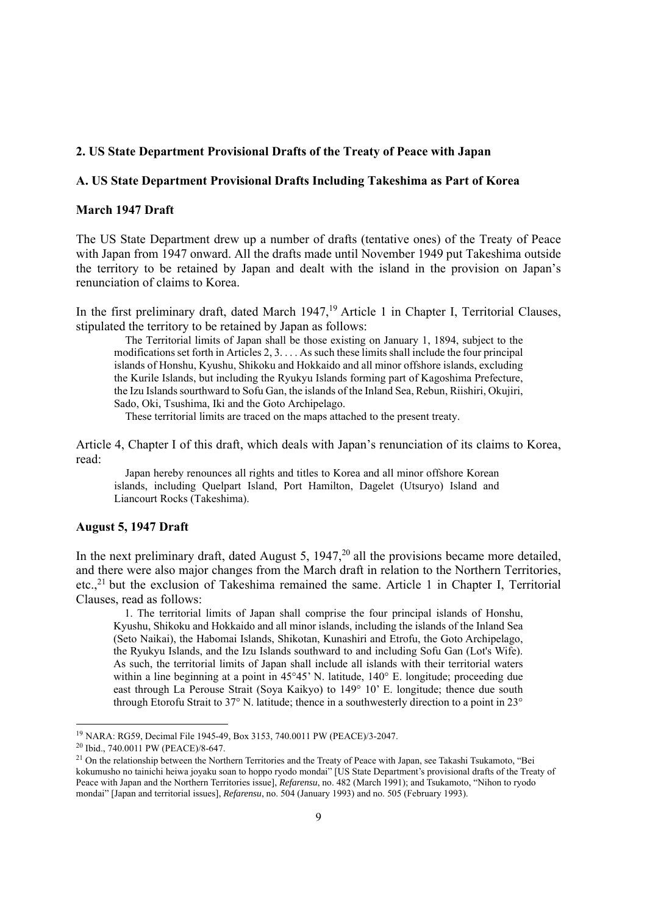## 2. US State Department Provisional Drafts of the Treaty of Peace with Japan

### A. US State Department Provisional Drafts Including Takeshima as Part of Korea

#### March 1947 Draft

The US State Department drew up a number of drafts (tentative ones) of the Treaty of Peace with Japan from 1947 onward. All the drafts made until November 1949 put Takeshima outside the territory to be retained by Japan and dealt with the island in the provision on Japan's renunciation of claims to Korea.

In the first preliminary draft, dated March 1947,[19] Article 1 in Chapter I, Territorial Clauses, stipulated the territory to be retained by Japan as follows:

> The Territorial limits of Japan shall be those existing on January 1, 1894, subject to the modifications set forth in Articles 2, 3. . . . As such these limits shall include the four principal islands of Honshu, Kyushu, Shikoku and Hokkaido and all minor offshore islands, excluding the Kurile Islands, but including the Ryukyu Islands forming part of Kagoshima Prefecture, the Izu Islands sourthward to Sofu Gan, the islands of the Inland Sea, Rebun, Riishiri, Okujiri, Sado, Oki, Tsushima, Iki and the Goto Archipelago.
>
> These territorial limits are traced on the maps attached to the present treaty.

Article 4, Chapter I of this draft, which deals with Japan's renunciation of its claims to Korea, read:

> Japan hereby renounces all rights and titles to Korea and all minor offshore Korean islands, including Quelpart Island, Port Hamilton, Dagelet (Utsuryo) Island and Liancourt Rocks (Takeshima).

#### August 5, 1947 Draft

In the next preliminary draft, dated August 5, 1947,[20] all the provisions became more detailed, and there were also major changes from the March draft in relation to the Northern Territories, etc.,[21] but the exclusion of Takeshima remained the same. Article 1 in Chapter I, Territorial Clauses, read as follows:

> 1. The territorial limits of Japan shall comprise the four principal islands of Honshu, Kyushu, Shikoku and Hokkaido and all minor islands, including the islands of the Inland Sea (Seto Naikai), the Habomai Islands, Shikotan, Kunashiri and Etrofu, the Goto Archipelago, the Ryukyu Islands, and the Izu Islands southward to and including Sofu Gan (Lot's Wife). As such, the territorial limits of Japan shall include all islands with their territorial waters within a line beginning at a point in 45°45' N. latitude, 140° E. longitude; proceeding due east through La Perouse Strait (Soya Kaikyo) to 149° 10' E. longitude; thence due south through Etorofu Strait to 37° N. latitude; thence in a southwesterly direction to a point in 23°

---

[19] NARA: RG59, Decimal File 1945-49, Box 3153, 740.0011 PW (PEACE)/3-2047.

[20] Ibid., 740.0011 PW (PEACE)/8-647.

[21] On the relationship between the Northern Territories and the Treaty of Peace with Japan, see Takashi Tsukamoto, "Bei kokumusho no tainichi heiwa joyaku soan to hoppo ryodo mondai" [US State Department's provisional drafts of the Treaty of Peace with Japan and the Northern Territories issue], *Refarensu*, no. 482 (March 1991); and Tsukamoto, "Nihon to ryodo mondai" [Japan and territorial issues], *Refarensu*, no. 504 (January 1993) and no. 505 (February 1993).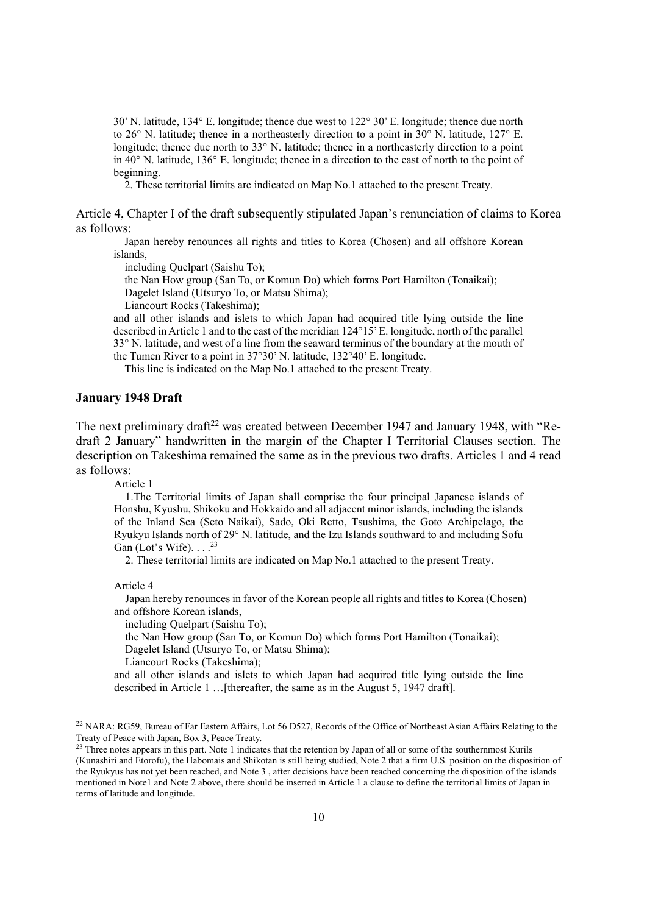30' N. latitude, 134° E. longitude; thence due west to 122° 30' E. longitude; thence due north to 26° N. latitude; thence in a northeasterly direction to a point in 30° N. latitude, 127° E. longitude; thence due north to 33° N. latitude; thence in a northeasterly direction to a point in 40° N. latitude, 136° E. longitude; thence in a direction to the east of north to the point of beginning.

2. These territorial limits are indicated on Map No.1 attached to the present Treaty.

Article 4, Chapter I of the draft subsequently stipulated Japan's renunciation of claims to Korea as follows:

> Japan hereby renounces all rights and titles to Korea (Chosen) and all offshore Korean islands,
>
> including Quelpart (Saishu To);
>
> the Nan How group (San To, or Komun Do) which forms Port Hamilton (Tonaikai);
>
> Dagelet Island (Utsuryo To, or Matsu Shima);
>
> Liancourt Rocks (Takeshima);
>
> and all other islands and islets to which Japan had acquired title lying outside the line described in Article 1 and to the east of the meridian 124°15' E. longitude, north of the parallel 33° N. latitude, and west of a line from the seaward terminus of the boundary at the mouth of the Tumen River to a point in 37°30' N. latitude, 132°40' E. longitude.
>
> This line is indicated on the Map No.1 attached to the present Treaty.

### January 1948 Draft

The next preliminary draft[22] was created between December 1947 and January 1948, with "Re-draft 2 January" handwritten in the margin of the Chapter I Territorial Clauses section. The description on Takeshima remained the same as in the previous two drafts. Articles 1 and 4 read as follows:

> Article 1
>
> 1.The Territorial limits of Japan shall comprise the four principal Japanese islands of Honshu, Kyushu, Shikoku and Hokkaido and all adjacent minor islands, including the islands of the Inland Sea (Seto Naikai), Sado, Oki Retto, Tsushima, the Goto Archipelago, the Ryukyu Islands north of 29° N. latitude, and the Izu Islands southward to and including Sofu Gan (Lot's Wife). . . .[23]
>
> 2. These territorial limits are indicated on Map No.1 attached to the present Treaty.
>
> Article 4
>
> Japan hereby renounces in favor of the Korean people all rights and titles to Korea (Chosen) and offshore Korean islands,
>
> including Quelpart (Saishu To);
>
> the Nan How group (San To, or Komun Do) which forms Port Hamilton (Tonaikai);
>
> Dagelet Island (Utsuryo To, or Matsu Shima);
>
> Liancourt Rocks (Takeshima);
>
> and all other islands and islets to which Japan had acquired title lying outside the line described in Article 1 …[thereafter, the same as in the August 5, 1947 draft].

---

[22] NARA: RG59, Bureau of Far Eastern Affairs, Lot 56 D527, Records of the Office of Northeast Asian Affairs Relating to the Treaty of Peace with Japan, Box 3, Peace Treaty.

[23] Three notes appears in this part. Note 1 indicates that the retention by Japan of all or some of the southernmost Kurils (Kunashiri and Etorofu), the Habomais and Shikotan is still being studied, Note 2 that a firm U.S. position on the disposition of the Ryukyus has not yet been reached, and Note 3 , after decisions have been reached concerning the disposition of the islands mentioned in Note1 and Note 2 above, there should be inserted in Article 1 a clause to define the territorial limits of Japan in terms of latitude and longitude.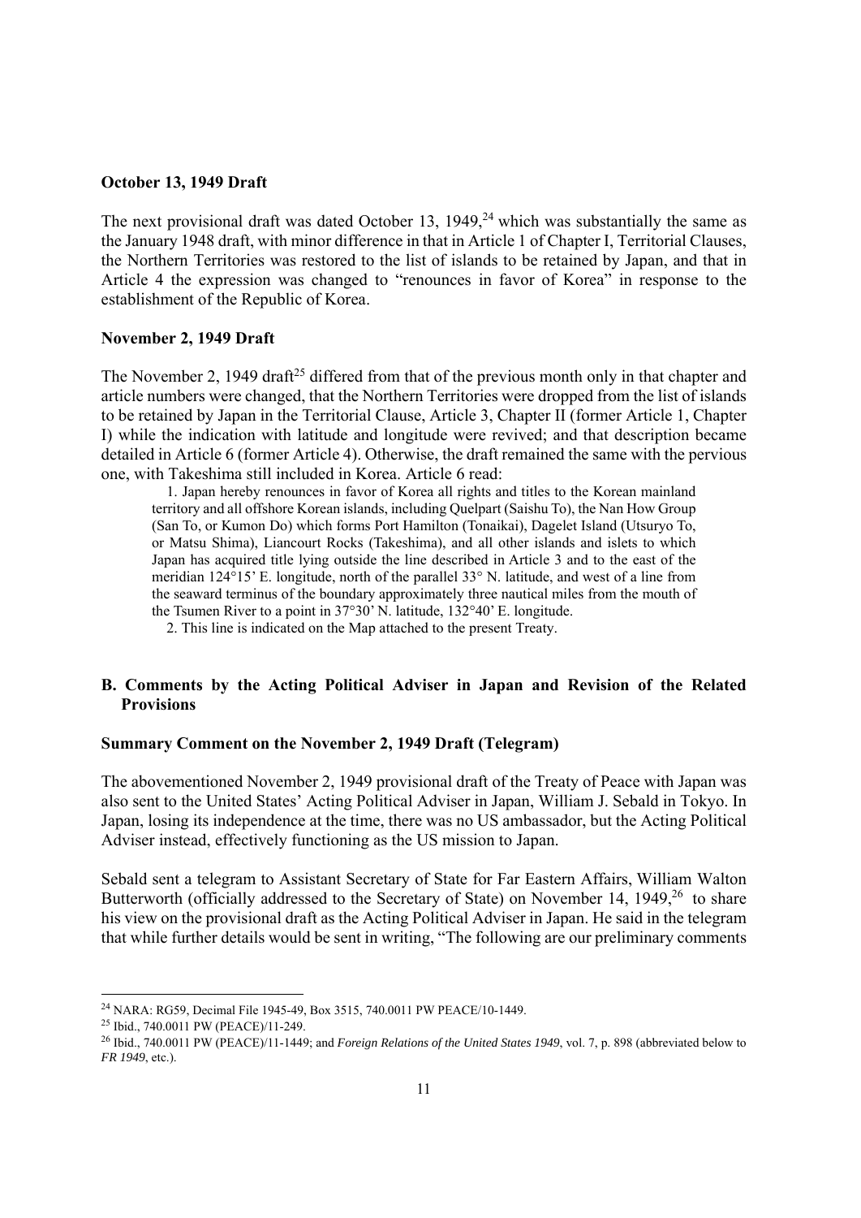**October 13, 1949 Draft**

The next provisional draft was dated October 13, 1949,[24] which was substantially the same as the January 1948 draft, with minor difference in that in Article 1 of Chapter I, Territorial Clauses, the Northern Territories was restored to the list of islands to be retained by Japan, and that in Article 4 the expression was changed to "renounces in favor of Korea" in response to the establishment of the Republic of Korea.

**November 2, 1949 Draft**

The November 2, 1949 draft[25] differed from that of the previous month only in that chapter and article numbers were changed, that the Northern Territories were dropped from the list of islands to be retained by Japan in the Territorial Clause, Article 3, Chapter II (former Article 1, Chapter I) while the indication with latitude and longitude were revived; and that description became detailed in Article 6 (former Article 4). Otherwise, the draft remained the same with the pervious one, with Takeshima still included in Korea. Article 6 read:

> 1. Japan hereby renounces in favor of Korea all rights and titles to the Korean mainland territory and all offshore Korean islands, including Quelpart (Saishu To), the Nan How Group (San To, or Kumon Do) which forms Port Hamilton (Tonaikai), Dagelet Island (Utsuryo To, or Matsu Shima), Liancourt Rocks (Takeshima), and all other islands and islets to which Japan has acquired title lying outside the line described in Article 3 and to the east of the meridian 124°15' E. longitude, north of the parallel 33° N. latitude, and west of a line from the seaward terminus of the boundary approximately three nautical miles from the mouth of the Tsumen River to a point in 37°30' N. latitude, 132°40' E. longitude.
>
> 2. This line is indicated on the Map attached to the present Treaty.

## B. Comments by the Acting Political Adviser in Japan and Revision of the Related Provisions

**Summary Comment on the November 2, 1949 Draft (Telegram)**

The abovementioned November 2, 1949 provisional draft of the Treaty of Peace with Japan was also sent to the United States' Acting Political Adviser in Japan, William J. Sebald in Tokyo. In Japan, losing its independence at the time, there was no US ambassador, but the Acting Political Adviser instead, effectively functioning as the US mission to Japan.

Sebald sent a telegram to Assistant Secretary of State for Far Eastern Affairs, William Walton Butterworth (officially addressed to the Secretary of State) on November 14, 1949,[26] to share his view on the provisional draft as the Acting Political Adviser in Japan. He said in the telegram that while further details would be sent in writing, "The following are our preliminary comments

---

[24] NARA: RG59, Decimal File 1945-49, Box 3515, 740.0011 PW PEACE/10-1449.

[25] Ibid., 740.0011 PW (PEACE)/11-249.

[26] Ibid., 740.0011 PW (PEACE)/11-1449; and *Foreign Relations of the United States 1949*, vol. 7, p. 898 (abbreviated below to *FR 1949*, etc.).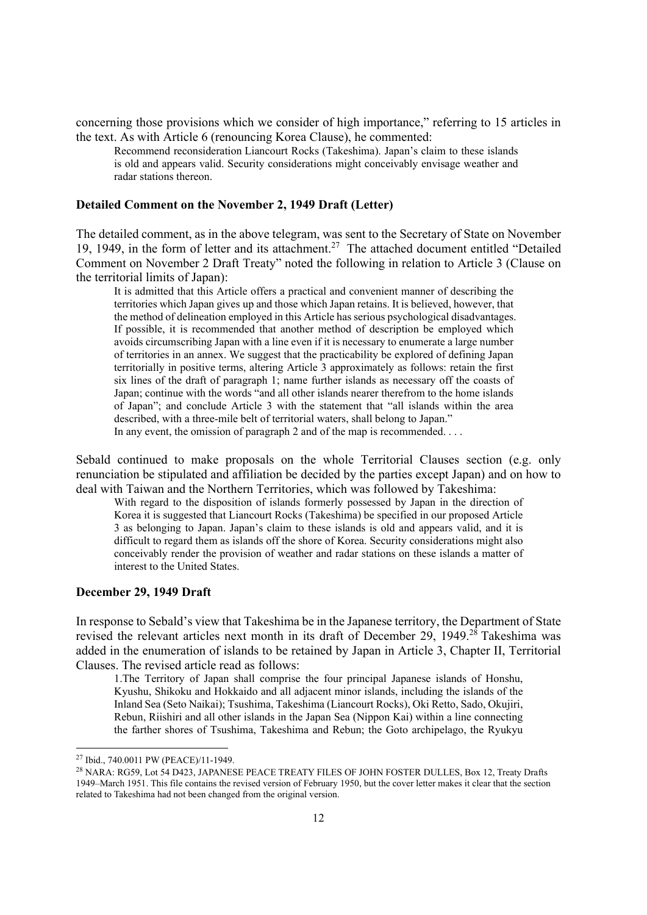concerning those provisions which we consider of high importance," referring to 15 articles in the text. As with Article 6 (renouncing Korea Clause), he commented:

> Recommend reconsideration Liancourt Rocks (Takeshima). Japan's claim to these islands is old and appears valid. Security considerations might conceivably envisage weather and radar stations thereon.

### Detailed Comment on the November 2, 1949 Draft (Letter)

The detailed comment, as in the above telegram, was sent to the Secretary of State on November 19, 1949, in the form of letter and its attachment.[27] The attached document entitled "Detailed Comment on November 2 Draft Treaty" noted the following in relation to Article 3 (Clause on the territorial limits of Japan):

> It is admitted that this Article offers a practical and convenient manner of describing the territories which Japan gives up and those which Japan retains. It is believed, however, that the method of delineation employed in this Article has serious psychological disadvantages. If possible, it is recommended that another method of description be employed which avoids circumscribing Japan with a line even if it is necessary to enumerate a large number of territories in an annex. We suggest that the practicability be explored of defining Japan territorially in positive terms, altering Article 3 approximately as follows: retain the first six lines of the draft of paragraph 1; name further islands as necessary off the coasts of Japan; continue with the words "and all other islands nearer therefrom to the home islands of Japan"; and conclude Article 3 with the statement that "all islands within the area described, with a three-mile belt of territorial waters, shall belong to Japan."
>
> In any event, the omission of paragraph 2 and of the map is recommended. . . .

Sebald continued to make proposals on the whole Territorial Clauses section (e.g. only renunciation be stipulated and affiliation be decided by the parties except Japan) and on how to deal with Taiwan and the Northern Territories, which was followed by Takeshima:

> With regard to the disposition of islands formerly possessed by Japan in the direction of Korea it is suggested that Liancourt Rocks (Takeshima) be specified in our proposed Article 3 as belonging to Japan. Japan's claim to these islands is old and appears valid, and it is difficult to regard them as islands off the shore of Korea. Security considerations might also conceivably render the provision of weather and radar stations on these islands a matter of interest to the United States.

### December 29, 1949 Draft

In response to Sebald's view that Takeshima be in the Japanese territory, the Department of State revised the relevant articles next month in its draft of December 29, 1949.[28] Takeshima was added in the enumeration of islands to be retained by Japan in Article 3, Chapter II, Territorial Clauses. The revised article read as follows:

> 1.The Territory of Japan shall comprise the four principal Japanese islands of Honshu, Kyushu, Shikoku and Hokkaido and all adjacent minor islands, including the islands of the Inland Sea (Seto Naikai); Tsushima, Takeshima (Liancourt Rocks), Oki Retto, Sado, Okujiri, Rebun, Riishiri and all other islands in the Japan Sea (Nippon Kai) within a line connecting the farther shores of Tsushima, Takeshima and Rebun; the Goto archipelago, the Ryukyu

---

[27] Ibid., 740.0011 PW (PEACE)/11-1949.

[28] NARA: RG59, Lot 54 D423, JAPANESE PEACE TREATY FILES OF JOHN FOSTER DULLES, Box 12, Treaty Drafts 1949–March 1951. This file contains the revised version of February 1950, but the cover letter makes it clear that the section related to Takeshima had not been changed from the original version.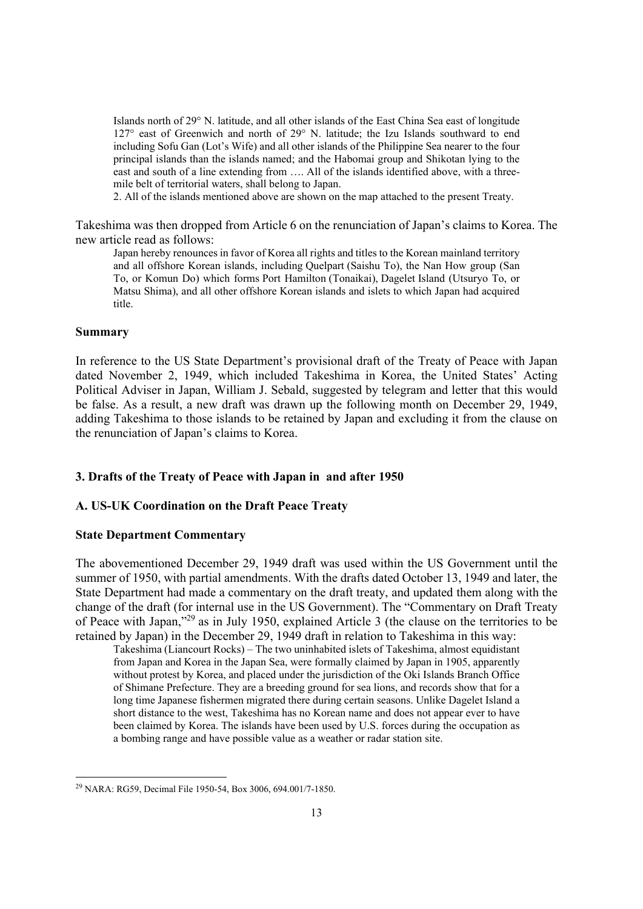> Islands north of 29° N. latitude, and all other islands of the East China Sea east of longitude 127° east of Greenwich and north of 29° N. latitude; the Izu Islands southward to end including Sofu Gan (Lot's Wife) and all other islands of the Philippine Sea nearer to the four principal islands than the islands named; and the Habomai group and Shikotan lying to the east and south of a line extending from …. All of the islands identified above, with a three-mile belt of territorial waters, shall belong to Japan.
>
> 2. All of the islands mentioned above are shown on the map attached to the present Treaty.

Takeshima was then dropped from Article 6 on the renunciation of Japan's claims to Korea. The new article read as follows:

> Japan hereby renounces in favor of Korea all rights and titles to the Korean mainland territory and all offshore Korean islands, including Quelpart (Saishu To), the Nan How group (San To, or Komun Do) which forms Port Hamilton (Tonaikai), Dagelet Island (Utsuryo To, or Matsu Shima), and all other offshore Korean islands and islets to which Japan had acquired title.

**Summary**

In reference to the US State Department's provisional draft of the Treaty of Peace with Japan dated November 2, 1949, which included Takeshima in Korea, the United States' Acting Political Adviser in Japan, William J. Sebald, suggested by telegram and letter that this would be false. As a result, a new draft was drawn up the following month on December 29, 1949, adding Takeshima to those islands to be retained by Japan and excluding it from the clause on the renunciation of Japan's claims to Korea.

### 3. Drafts of the Treaty of Peace with Japan in and after 1950

#### A. US-UK Coordination on the Draft Peace Treaty

**State Department Commentary**

The abovementioned December 29, 1949 draft was used within the US Government until the summer of 1950, with partial amendments. With the drafts dated October 13, 1949 and later, the State Department had made a commentary on the draft treaty, and updated them along with the change of the draft (for internal use in the US Government). The "Commentary on Draft Treaty of Peace with Japan,"[29] as in July 1950, explained Article 3 (the clause on the territories to be retained by Japan) in the December 29, 1949 draft in relation to Takeshima in this way:

> Takeshima (Liancourt Rocks) – The two uninhabited islets of Takeshima, almost equidistant from Japan and Korea in the Japan Sea, were formally claimed by Japan in 1905, apparently without protest by Korea, and placed under the jurisdiction of the Oki Islands Branch Office of Shimane Prefecture. They are a breeding ground for sea lions, and records show that for a long time Japanese fishermen migrated there during certain seasons. Unlike Dagelet Island a short distance to the west, Takeshima has no Korean name and does not appear ever to have been claimed by Korea. The islands have been used by U.S. forces during the occupation as a bombing range and have possible value as a weather or radar station site.

---

[29] NARA: RG59, Decimal File 1950-54, Box 3006, 694.001/7-1850.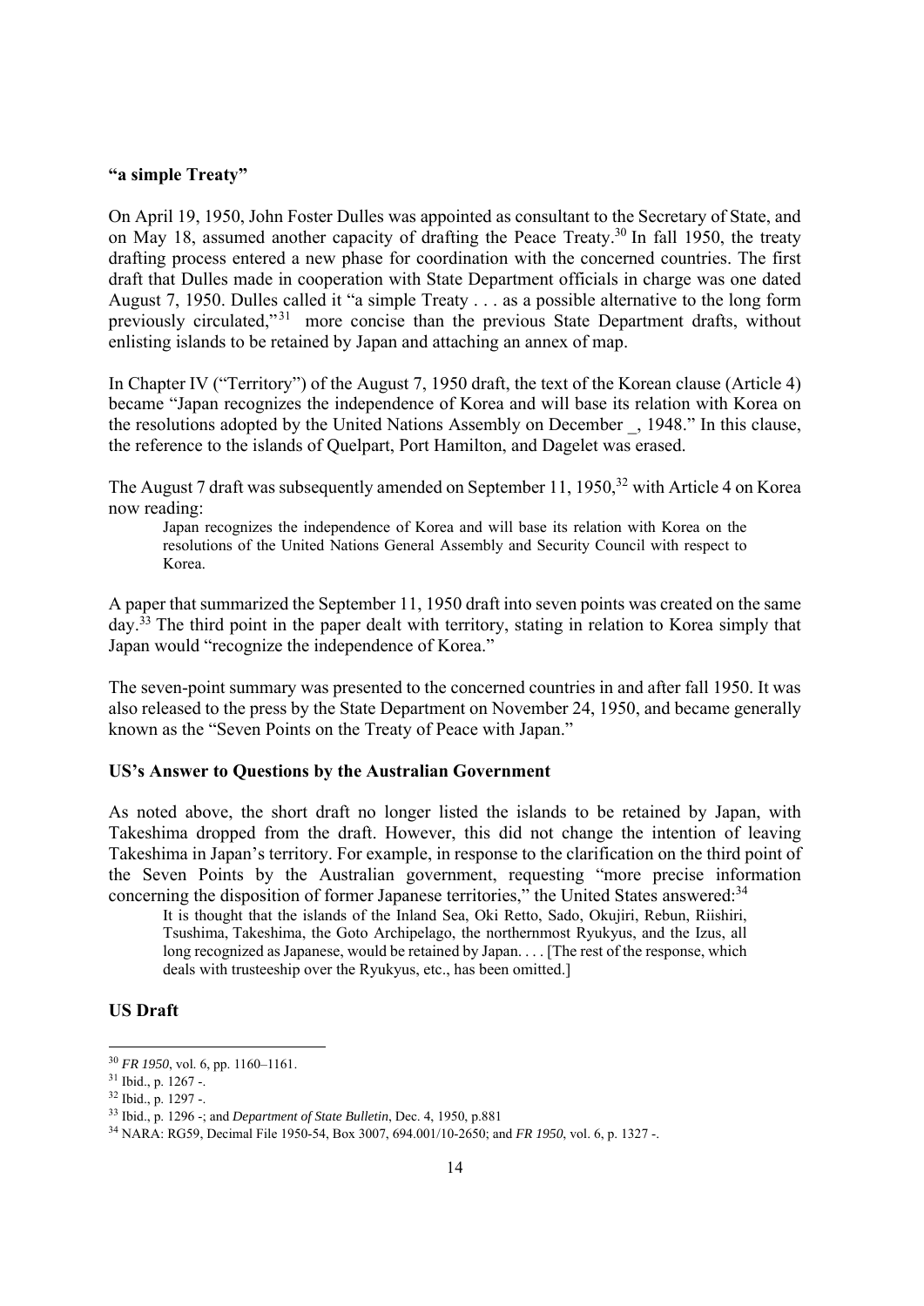**“a simple Treaty”**

On April 19, 1950, John Foster Dulles was appointed as consultant to the Secretary of State, and on May 18, assumed another capacity of drafting the Peace Treaty.[30] In fall 1950, the treaty drafting process entered a new phase for coordination with the concerned countries. The first draft that Dulles made in cooperation with State Department officials in charge was one dated August 7, 1950. Dulles called it “a simple Treaty . . . as a possible alternative to the long form previously circulated,”[31] more concise than the previous State Department drafts, without enlisting islands to be retained by Japan and attaching an annex of map.

In Chapter IV (“Territory”) of the August 7, 1950 draft, the text of the Korean clause (Article 4) became “Japan recognizes the independence of Korea and will base its relation with Korea on the resolutions adopted by the United Nations Assembly on December _, 1948.” In this clause, the reference to the islands of Quelpart, Port Hamilton, and Dagelet was erased.

The August 7 draft was subsequently amended on September 11, 1950,[32] with Article 4 on Korea now reading:

> Japan recognizes the independence of Korea and will base its relation with Korea on the resolutions of the United Nations General Assembly and Security Council with respect to Korea.

A paper that summarized the September 11, 1950 draft into seven points was created on the same day.[33] The third point in the paper dealt with territory, stating in relation to Korea simply that Japan would “recognize the independence of Korea.”

The seven-point summary was presented to the concerned countries in and after fall 1950. It was also released to the press by the State Department on November 24, 1950, and became generally known as the “Seven Points on the Treaty of Peace with Japan.”

**US’s Answer to Questions by the Australian Government**

As noted above, the short draft no longer listed the islands to be retained by Japan, with Takeshima dropped from the draft. However, this did not change the intention of leaving Takeshima in Japan’s territory. For example, in response to the clarification on the third point of the Seven Points by the Australian government, requesting “more precise information concerning the disposition of former Japanese territories,” the United States answered:[34]

> It is thought that the islands of the Inland Sea, Oki Retto, Sado, Okujiri, Rebun, Riishiri, Tsushima, Takeshima, the Goto Archipelago, the northernmost Ryukyus, and the Izus, all long recognized as Japanese, would be retained by Japan. . . . [The rest of the response, which deals with trusteeship over the Ryukyus, etc., has been omitted.]

**US Draft**

---

[30] *FR 1950*, vol. 6, pp. 1160–1161.

[31] Ibid., p. 1267 -.

[32] Ibid., p. 1297 -.

[33] Ibid., p. 1296 -; and *Department of State Bulletin*, Dec. 4, 1950, p.881

[34] NARA: RG59, Decimal File 1950-54, Box 3007, 694.001/10-2650; and *FR 1950*, vol. 6, p. 1327 -.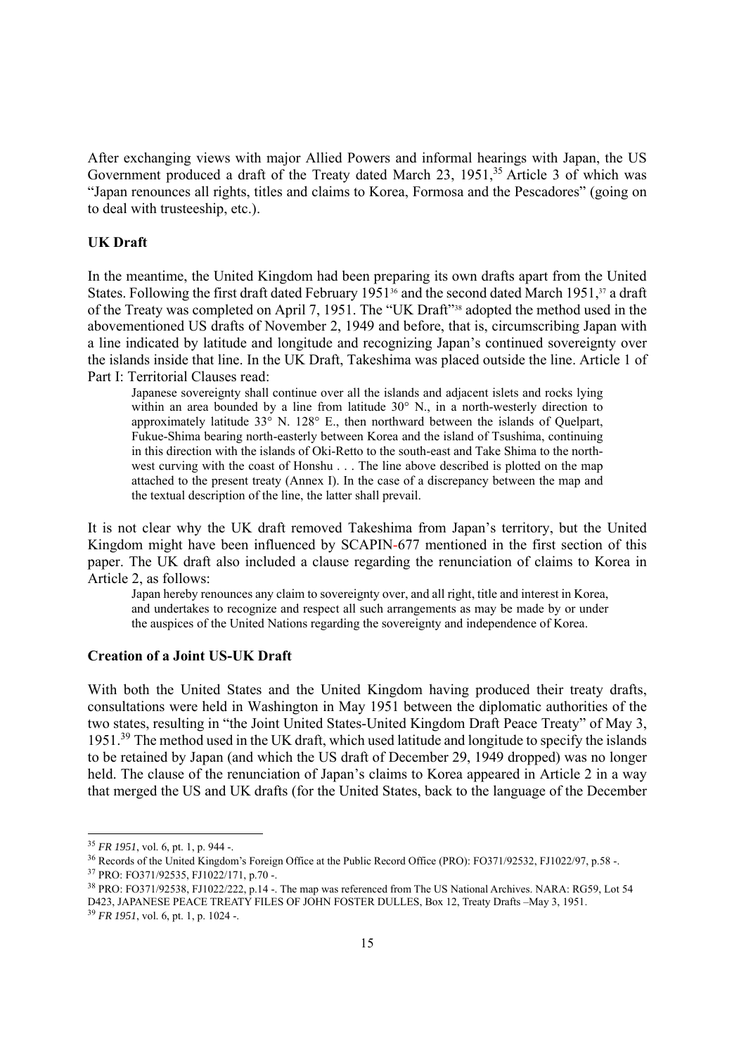After exchanging views with major Allied Powers and informal hearings with Japan, the US Government produced a draft of the Treaty dated March 23, 1951,[35] Article 3 of which was "Japan renounces all rights, titles and claims to Korea, Formosa and the Pescadores" (going on to deal with trusteeship, etc.).

### UK Draft

In the meantime, the United Kingdom had been preparing its own drafts apart from the United States. Following the first draft dated February 1951[36] and the second dated March 1951,[37] a draft of the Treaty was completed on April 7, 1951. The "UK Draft"[38] adopted the method used in the abovementioned US drafts of November 2, 1949 and before, that is, circumscribing Japan with a line indicated by latitude and longitude and recognizing Japan's continued sovereignty over the islands inside that line. In the UK Draft, Takeshima was placed outside the line. Article 1 of Part I: Territorial Clauses read:

> Japanese sovereignty shall continue over all the islands and adjacent islets and rocks lying within an area bounded by a line from latitude 30° N., in a north-westerly direction to approximately latitude 33° N. 128° E., then northward between the islands of Quelpart, Fukue-Shima bearing north-easterly between Korea and the island of Tsushima, continuing in this direction with the islands of Oki-Retto to the south-east and Take Shima to the north-west curving with the coast of Honshu . . . The line above described is plotted on the map attached to the present treaty (Annex I). In the case of a discrepancy between the map and the textual description of the line, the latter shall prevail.

It is not clear why the UK draft removed Takeshima from Japan's territory, but the United Kingdom might have been influenced by SCAPIN-677 mentioned in the first section of this paper. The UK draft also included a clause regarding the renunciation of claims to Korea in Article 2, as follows:

> Japan hereby renounces any claim to sovereignty over, and all right, title and interest in Korea, and undertakes to recognize and respect all such arrangements as may be made by or under the auspices of the United Nations regarding the sovereignty and independence of Korea.

### Creation of a Joint US-UK Draft

With both the United States and the United Kingdom having produced their treaty drafts, consultations were held in Washington in May 1951 between the diplomatic authorities of the two states, resulting in "the Joint United States-United Kingdom Draft Peace Treaty" of May 3, 1951.[39] The method used in the UK draft, which used latitude and longitude to specify the islands to be retained by Japan (and which the US draft of December 29, 1949 dropped) was no longer held. The clause of the renunciation of Japan's claims to Korea appeared in Article 2 in a way that merged the US and UK drafts (for the United States, back to the language of the December

---

[35] *FR 1951*, vol. 6, pt. 1, p. 944 -.

[36] Records of the United Kingdom's Foreign Office at the Public Record Office (PRO): FO371/92532, FJ1022/97, p.58 -.

[37] PRO: FO371/92535, FJ1022/171, p.70 -.

[38] PRO: FO371/92538, FJ1022/222, p.14 -. The map was referenced from The US National Archives. NARA: RG59, Lot 54 D423, JAPANESE PEACE TREATY FILES OF JOHN FOSTER DULLES, Box 12, Treaty Drafts –May 3, 1951.

[39] *FR 1951*, vol. 6, pt. 1, p. 1024 -.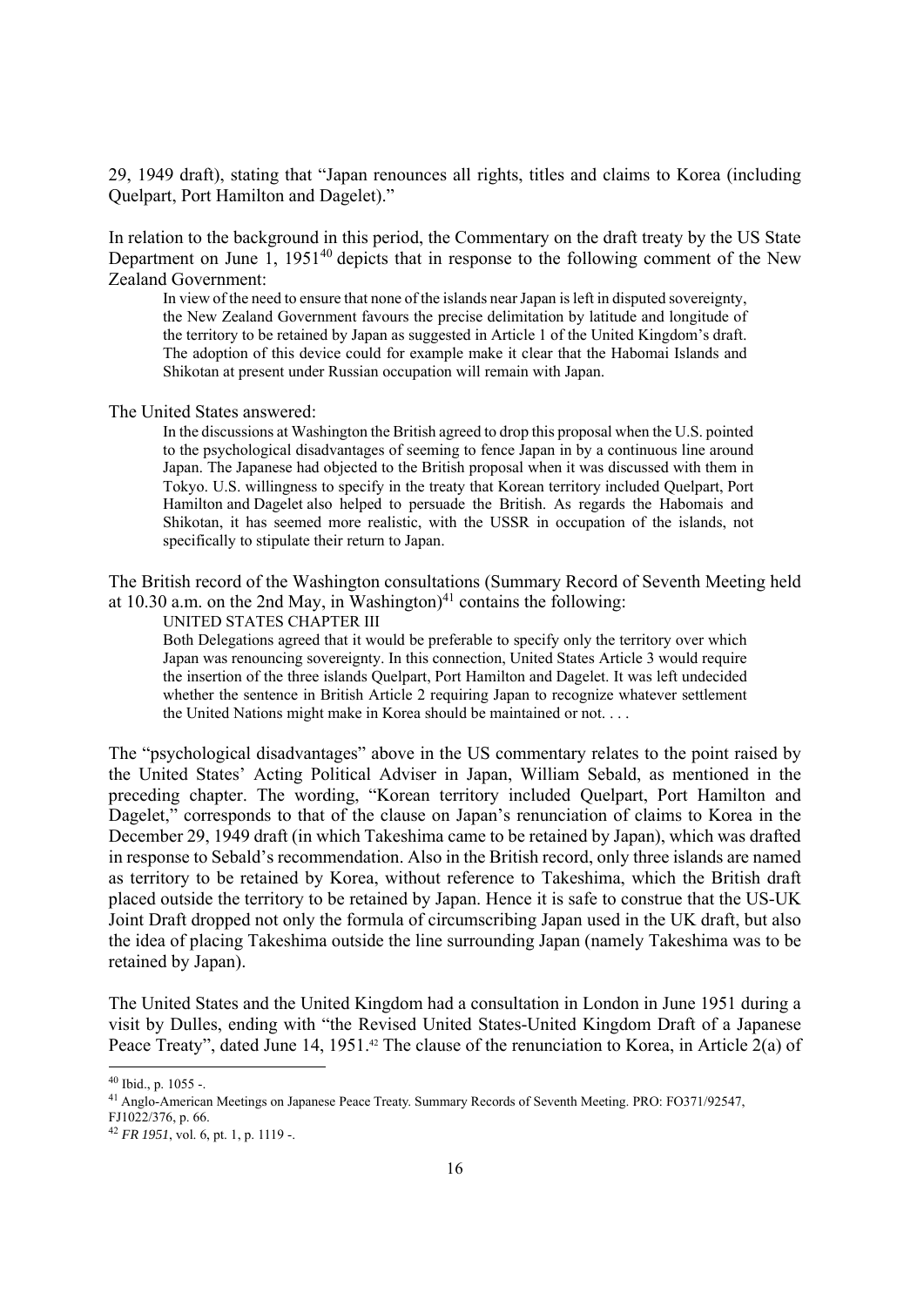29, 1949 draft), stating that "Japan renounces all rights, titles and claims to Korea (including Quelpart, Port Hamilton and Dagelet)."

In relation to the background in this period, the Commentary on the draft treaty by the US State Department on June 1, 1951[40] depicts that in response to the following comment of the New Zealand Government:

> In view of the need to ensure that none of the islands near Japan is left in disputed sovereignty, the New Zealand Government favours the precise delimitation by latitude and longitude of the territory to be retained by Japan as suggested in Article 1 of the United Kingdom's draft. The adoption of this device could for example make it clear that the Habomai Islands and Shikotan at present under Russian occupation will remain with Japan.

The United States answered:

> In the discussions at Washington the British agreed to drop this proposal when the U.S. pointed to the psychological disadvantages of seeming to fence Japan in by a continuous line around Japan. The Japanese had objected to the British proposal when it was discussed with them in Tokyo. U.S. willingness to specify in the treaty that Korean territory included Quelpart, Port Hamilton and Dagelet also helped to persuade the British. As regards the Habomais and Shikotan, it has seemed more realistic, with the USSR in occupation of the islands, not specifically to stipulate their return to Japan.

The British record of the Washington consultations (Summary Record of Seventh Meeting held at 10.30 a.m. on the 2nd May, in Washington)[41] contains the following:

> UNITED STATES CHAPTER III
>
> Both Delegations agreed that it would be preferable to specify only the territory over which Japan was renouncing sovereignty. In this connection, United States Article 3 would require the insertion of the three islands Quelpart, Port Hamilton and Dagelet. It was left undecided whether the sentence in British Article 2 requiring Japan to recognize whatever settlement the United Nations might make in Korea should be maintained or not. . . .

The "psychological disadvantages" above in the US commentary relates to the point raised by the United States' Acting Political Adviser in Japan, William Sebald, as mentioned in the preceding chapter. The wording, "Korean territory included Quelpart, Port Hamilton and Dagelet," corresponds to that of the clause on Japan's renunciation of claims to Korea in the December 29, 1949 draft (in which Takeshima came to be retained by Japan), which was drafted in response to Sebald's recommendation. Also in the British record, only three islands are named as territory to be retained by Korea, without reference to Takeshima, which the British draft placed outside the territory to be retained by Japan. Hence it is safe to construe that the US-UK Joint Draft dropped not only the formula of circumscribing Japan used in the UK draft, but also the idea of placing Takeshima outside the line surrounding Japan (namely Takeshima was to be retained by Japan).

The United States and the United Kingdom had a consultation in London in June 1951 during a visit by Dulles, ending with "the Revised United States-United Kingdom Draft of a Japanese Peace Treaty", dated June 14, 1951.[42] The clause of the renunciation to Korea, in Article 2(a) of

---

[40] Ibid., p. 1055 -.

[41] Anglo-American Meetings on Japanese Peace Treaty. Summary Records of Seventh Meeting. PRO: FO371/92547, FJ1022/376, p. 66.

[42] *FR 1951*, vol. 6, pt. 1, p. 1119 -.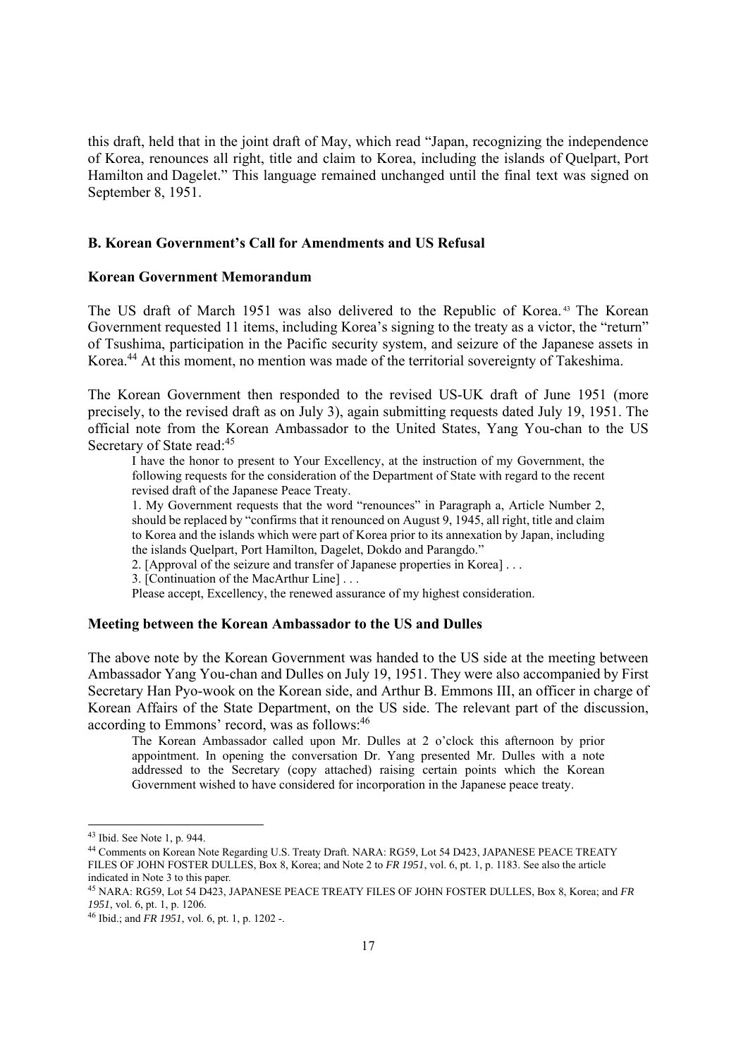this draft, held that in the joint draft of May, which read "Japan, recognizing the independence of Korea, renounces all right, title and claim to Korea, including the islands of Quelpart, Port Hamilton and Dagelet." This language remained unchanged until the final text was signed on September 8, 1951.

### B. Korean Government's Call for Amendments and US Refusal

#### Korean Government Memorandum

The US draft of March 1951 was also delivered to the Republic of Korea.[43] The Korean Government requested 11 items, including Korea's signing to the treaty as a victor, the "return" of Tsushima, participation in the Pacific security system, and seizure of the Japanese assets in Korea.[44] At this moment, no mention was made of the territorial sovereignty of Takeshima.

The Korean Government then responded to the revised US-UK draft of June 1951 (more precisely, to the revised draft as on July 3), again submitting requests dated July 19, 1951. The official note from the Korean Ambassador to the United States, Yang You-chan to the US Secretary of State read:[45]

> I have the honor to present to Your Excellency, at the instruction of my Government, the following requests for the consideration of the Department of State with regard to the recent revised draft of the Japanese Peace Treaty.
>
> 1. My Government requests that the word "renounces" in Paragraph a, Article Number 2, should be replaced by "confirms that it renounced on August 9, 1945, all right, title and claim to Korea and the islands which were part of Korea prior to its annexation by Japan, including the islands Quelpart, Port Hamilton, Dagelet, Dokdo and Parangdo."
>
> 2. [Approval of the seizure and transfer of Japanese properties in Korea] . . .
>
> 3. [Continuation of the MacArthur Line] . . .
>
> Please accept, Excellency, the renewed assurance of my highest consideration.

#### Meeting between the Korean Ambassador to the US and Dulles

The above note by the Korean Government was handed to the US side at the meeting between Ambassador Yang You-chan and Dulles on July 19, 1951. They were also accompanied by First Secretary Han Pyo-wook on the Korean side, and Arthur B. Emmons III, an officer in charge of Korean Affairs of the State Department, on the US side. The relevant part of the discussion, according to Emmons' record, was as follows:[46]

> The Korean Ambassador called upon Mr. Dulles at 2 o'clock this afternoon by prior appointment. In opening the conversation Dr. Yang presented Mr. Dulles with a note addressed to the Secretary (copy attached) raising certain points which the Korean Government wished to have considered for incorporation in the Japanese peace treaty.

---

[43] Ibid. See Note 1, p. 944.

[44] Comments on Korean Note Regarding U.S. Treaty Draft. NARA: RG59, Lot 54 D423, JAPANESE PEACE TREATY FILES OF JOHN FOSTER DULLES, Box 8, Korea; and Note 2 to *FR 1951*, vol. 6, pt. 1, p. 1183. See also the article indicated in Note 3 to this paper.

[45] NARA: RG59, Lot 54 D423, JAPANESE PEACE TREATY FILES OF JOHN FOSTER DULLES, Box 8, Korea; and *FR 1951*, vol. 6, pt. 1, p. 1206.

[46] Ibid.; and *FR 1951*, vol. 6, pt. 1, p. 1202 -.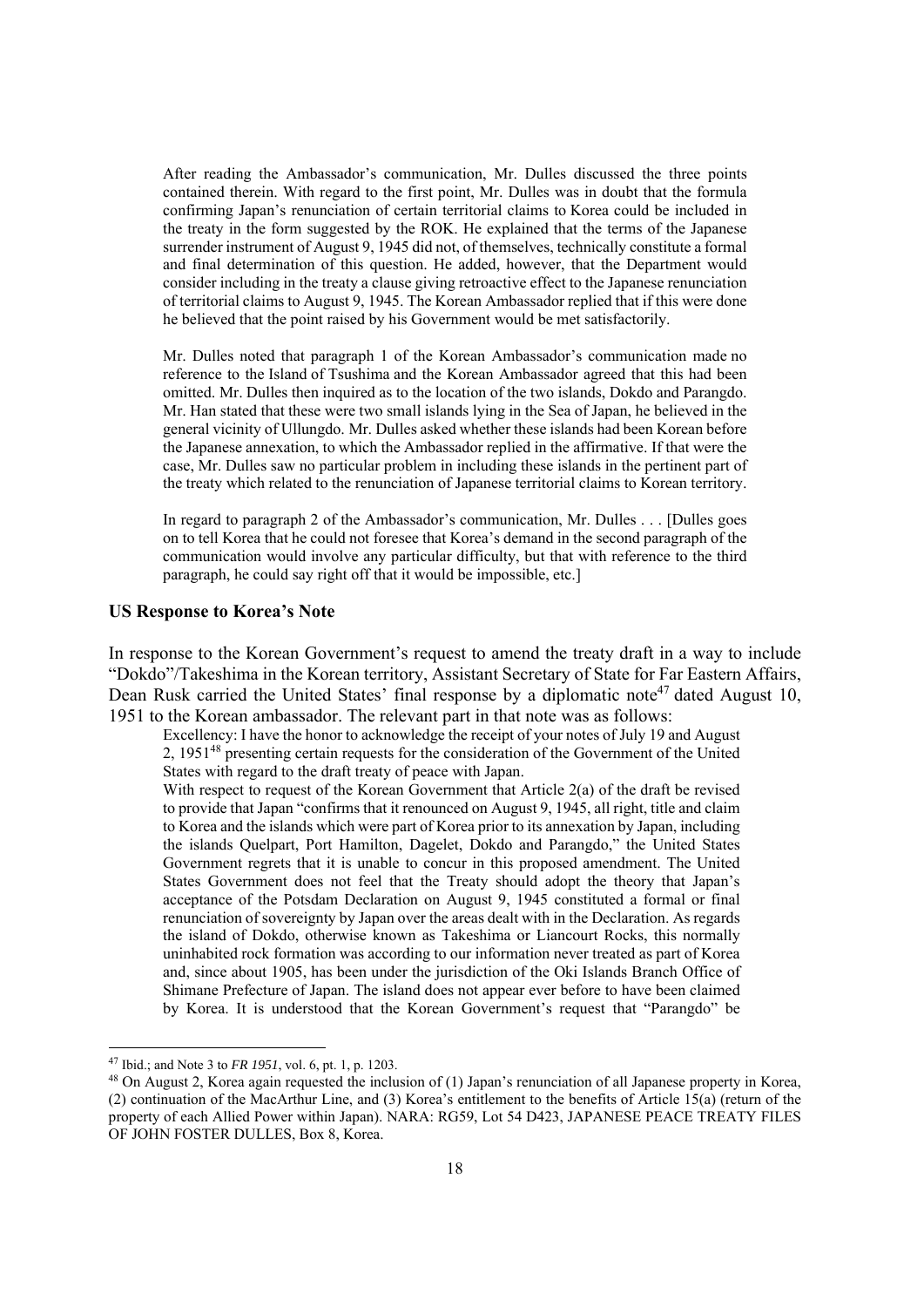> After reading the Ambassador's communication, Mr. Dulles discussed the three points contained therein. With regard to the first point, Mr. Dulles was in doubt that the formula confirming Japan's renunciation of certain territorial claims to Korea could be included in the treaty in the form suggested by the ROK. He explained that the terms of the Japanese surrender instrument of August 9, 1945 did not, of themselves, technically constitute a formal and final determination of this question. He added, however, that the Department would consider including in the treaty a clause giving retroactive effect to the Japanese renunciation of territorial claims to August 9, 1945. The Korean Ambassador replied that if this were done he believed that the point raised by his Government would be met satisfactorily.
>
> Mr. Dulles noted that paragraph 1 of the Korean Ambassador's communication made no reference to the Island of Tsushima and the Korean Ambassador agreed that this had been omitted. Mr. Dulles then inquired as to the location of the two islands, Dokdo and Parangdo. Mr. Han stated that these were two small islands lying in the Sea of Japan, he believed in the general vicinity of Ullungdo. Mr. Dulles asked whether these islands had been Korean before the Japanese annexation, to which the Ambassador replied in the affirmative. If that were the case, Mr. Dulles saw no particular problem in including these islands in the pertinent part of the treaty which related to the renunciation of Japanese territorial claims to Korean territory.
>
> In regard to paragraph 2 of the Ambassador's communication, Mr. Dulles . . . [Dulles goes on to tell Korea that he could not foresee that Korea's demand in the second paragraph of the communication would involve any particular difficulty, but that with reference to the third paragraph, he could say right off that it would be impossible, etc.]

**US Response to Korea's Note**

In response to the Korean Government's request to amend the treaty draft in a way to include "Dokdo"/Takeshima in the Korean territory, Assistant Secretary of State for Far Eastern Affairs, Dean Rusk carried the United States' final response by a diplomatic note[47] dated August 10, 1951 to the Korean ambassador. The relevant part in that note was as follows:

> Excellency: I have the honor to acknowledge the receipt of your notes of July 19 and August 2, 1951[48] presenting certain requests for the consideration of the Government of the United States with regard to the draft treaty of peace with Japan.
>
> With respect to request of the Korean Government that Article 2(a) of the draft be revised to provide that Japan "confirms that it renounced on August 9, 1945, all right, title and claim to Korea and the islands which were part of Korea prior to its annexation by Japan, including the islands Quelpart, Port Hamilton, Dagelet, Dokdo and Parangdo," the United States Government regrets that it is unable to concur in this proposed amendment. The United States Government does not feel that the Treaty should adopt the theory that Japan's acceptance of the Potsdam Declaration on August 9, 1945 constituted a formal or final renunciation of sovereignty by Japan over the areas dealt with in the Declaration. As regards the island of Dokdo, otherwise known as Takeshima or Liancourt Rocks, this normally uninhabited rock formation was according to our information never treated as part of Korea and, since about 1905, has been under the jurisdiction of the Oki Islands Branch Office of Shimane Prefecture of Japan. The island does not appear ever before to have been claimed by Korea. It is understood that the Korean Government's request that "Parangdo" be

---

[47] Ibid.; and Note 3 to *FR 1951*, vol. 6, pt. 1, p. 1203.

[48] On August 2, Korea again requested the inclusion of (1) Japan's renunciation of all Japanese property in Korea, (2) continuation of the MacArthur Line, and (3) Korea's entitlement to the benefits of Article 15(a) (return of the property of each Allied Power within Japan). NARA: RG59, Lot 54 D423, JAPANESE PEACE TREATY FILES OF JOHN FOSTER DULLES, Box 8, Korea.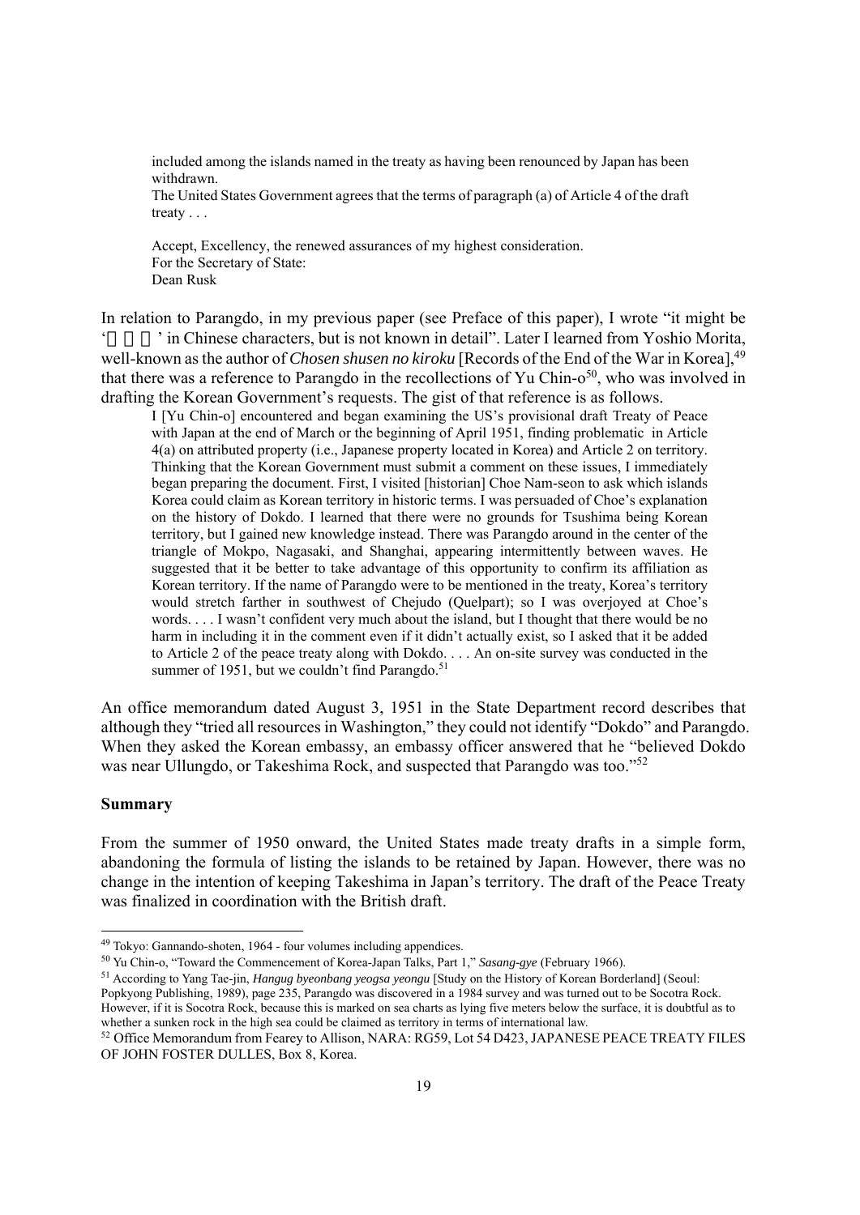> included among the islands named in the treaty as having been renounced by Japan has been withdrawn.
> The United States Government agrees that the terms of paragraph (a) of Article 4 of the draft treaty . . .
>
> Accept, Excellency, the renewed assurances of my highest consideration.
> For the Secretary of State:
> Dean Rusk

In relation to Parangdo, in my previous paper (see Preface of this paper), I wrote "it might be '□□□' in Chinese characters, but is not known in detail". Later I learned from Yoshio Morita, well-known as the author of *Chosen shusen no kiroku* [Records of the End of the War in Korea],[49] that there was a reference to Parangdo in the recollections of Yu Chin-o[50], who was involved in drafting the Korean Government's requests. The gist of that reference is as follows.

> I [Yu Chin-o] encountered and began examining the US's provisional draft Treaty of Peace with Japan at the end of March or the beginning of April 1951, finding problematic in Article 4(a) on attributed property (i.e., Japanese property located in Korea) and Article 2 on territory. Thinking that the Korean Government must submit a comment on these issues, I immediately began preparing the document. First, I visited [historian] Choe Nam-seon to ask which islands Korea could claim as Korean territory in historic terms. I was persuaded of Choe's explanation on the history of Dokdo. I learned that there were no grounds for Tsushima being Korean territory, but I gained new knowledge instead. There was Parangdo around in the center of the triangle of Mokpo, Nagasaki, and Shanghai, appearing intermittently between waves. He suggested that it be better to take advantage of this opportunity to confirm its affiliation as Korean territory. If the name of Parangdo were to be mentioned in the treaty, Korea's territory would stretch farther in southwest of Chejudo (Quelpart); so I was overjoyed at Choe's words. . . . I wasn't confident very much about the island, but I thought that there would be no harm in including it in the comment even if it didn't actually exist, so I asked that it be added to Article 2 of the peace treaty along with Dokdo. . . . An on-site survey was conducted in the summer of 1951, but we couldn't find Parangdo.[51]

An office memorandum dated August 3, 1951 in the State Department record describes that although they "tried all resources in Washington," they could not identify "Dokdo" and Parangdo. When they asked the Korean embassy, an embassy officer answered that he "believed Dokdo was near Ullungdo, or Takeshima Rock, and suspected that Parangdo was too."[52]

**Summary**

From the summer of 1950 onward, the United States made treaty drafts in a simple form, abandoning the formula of listing the islands to be retained by Japan. However, there was no change in the intention of keeping Takeshima in Japan's territory. The draft of the Peace Treaty was finalized in coordination with the British draft.

---

[49] Tokyo: Gannando-shoten, 1964 - four volumes including appendices.

[50] Yu Chin-o, "Toward the Commencement of Korea-Japan Talks, Part 1," *Sasang-gye* (February 1966).

[51] According to Yang Tae-jin, *Hangug byeonbang yeogsa yeongu* [Study on the History of Korean Borderland] (Seoul: Popkyong Publishing, 1989), page 235, Parangdo was discovered in a 1984 survey and was turned out to be Socotra Rock. However, if it is Socotra Rock, because this is marked on sea charts as lying five meters below the surface, it is doubtful as to whether a sunken rock in the high sea could be claimed as territory in terms of international law.

[52] Office Memorandum from Fearey to Allison, NARA: RG59, Lot 54 D423, JAPANESE PEACE TREATY FILES OF JOHN FOSTER DULLES, Box 8, Korea.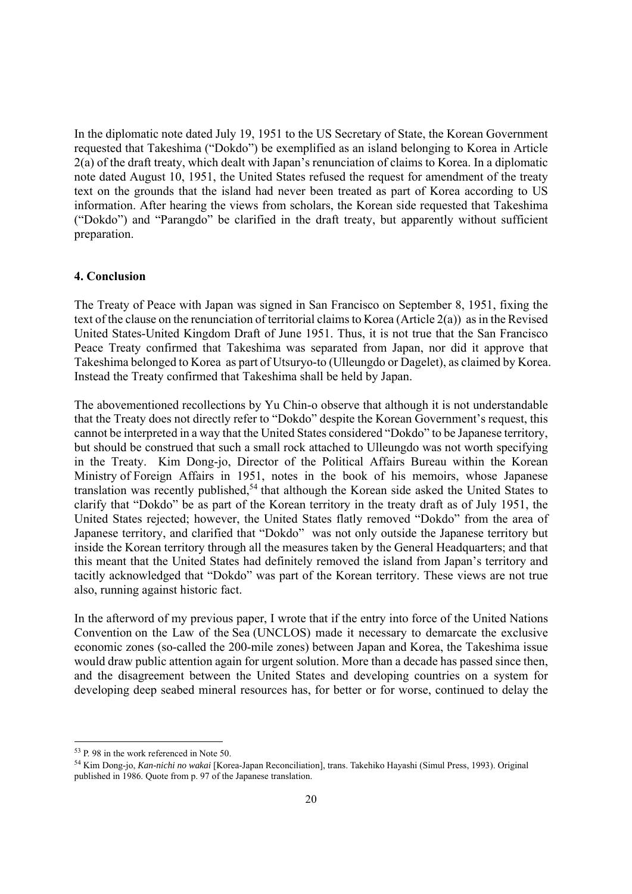In the diplomatic note dated July 19, 1951 to the US Secretary of State, the Korean Government requested that Takeshima ("Dokdo") be exemplified as an island belonging to Korea in Article 2(a) of the draft treaty, which dealt with Japan's renunciation of claims to Korea. In a diplomatic note dated August 10, 1951, the United States refused the request for amendment of the treaty text on the grounds that the island had never been treated as part of Korea according to US information. After hearing the views from scholars, the Korean side requested that Takeshima ("Dokdo") and "Parangdo" be clarified in the draft treaty, but apparently without sufficient preparation.

**4. Conclusion**

The Treaty of Peace with Japan was signed in San Francisco on September 8, 1951, fixing the text of the clause on the renunciation of territorial claims to Korea (Article 2(a)) as in the Revised United States-United Kingdom Draft of June 1951. Thus, it is not true that the San Francisco Peace Treaty confirmed that Takeshima was separated from Japan, nor did it approve that Takeshima belonged to Korea as part of Utsuryo-to (Ulleungdo or Dagelet), as claimed by Korea. Instead the Treaty confirmed that Takeshima shall be held by Japan.

The abovementioned recollections by Yu Chin-o observe that although it is not understandable that the Treaty does not directly refer to "Dokdo" despite the Korean Government's request, this cannot be interpreted in a way that the United States considered "Dokdo" to be Japanese territory, but should be construed that such a small rock attached to Ulleungdo was not worth specifying in the Treaty. Kim Dong-jo, Director of the Political Affairs Bureau within the Korean Ministry of Foreign Affairs in 1951, notes in the book of his memoirs, whose Japanese translation was recently published,[54] that although the Korean side asked the United States to clarify that "Dokdo" be as part of the Korean territory in the treaty draft as of July 1951, the United States rejected; however, the United States flatly removed "Dokdo" from the area of Japanese territory, and clarified that "Dokdo" was not only outside the Japanese territory but inside the Korean territory through all the measures taken by the General Headquarters; and that this meant that the United States had definitely removed the island from Japan's territory and tacitly acknowledged that "Dokdo" was part of the Korean territory. These views are not true also, running against historic fact.

In the afterword of my previous paper, I wrote that if the entry into force of the United Nations Convention on the Law of the Sea (UNCLOS) made it necessary to demarcate the exclusive economic zones (so-called the 200-mile zones) between Japan and Korea, the Takeshima issue would draw public attention again for urgent solution. More than a decade has passed since then, and the disagreement between the United States and developing countries on a system for developing deep seabed mineral resources has, for better or for worse, continued to delay the

---

[53] P. 98 in the work referenced in Note 50.

[54] Kim Dong-jo, *Kan-nichi no wakai* [Korea-Japan Reconciliation], trans. Takehiko Hayashi (Simul Press, 1993). Original published in 1986. Quote from p. 97 of the Japanese translation.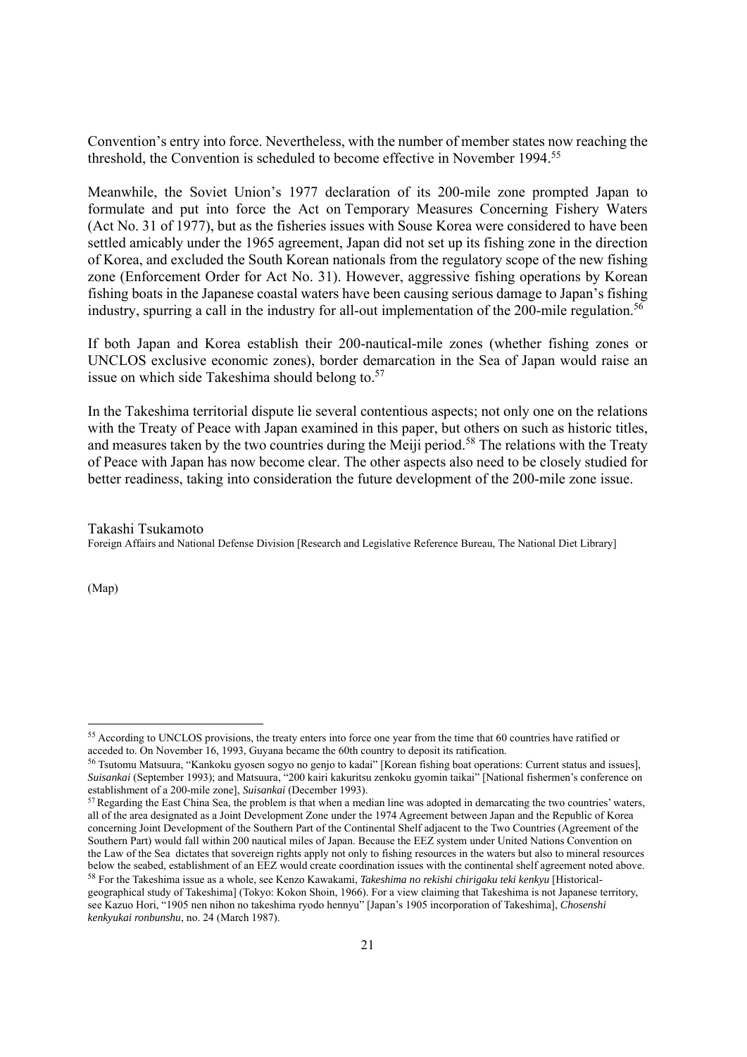Convention's entry into force. Nevertheless, with the number of member states now reaching the threshold, the Convention is scheduled to become effective in November 1994.[55]

Meanwhile, the Soviet Union's 1977 declaration of its 200-mile zone prompted Japan to formulate and put into force the Act on Temporary Measures Concerning Fishery Waters (Act No. 31 of 1977), but as the fisheries issues with Souse Korea were considered to have been settled amicably under the 1965 agreement, Japan did not set up its fishing zone in the direction of Korea, and excluded the South Korean nationals from the regulatory scope of the new fishing zone (Enforcement Order for Act No. 31). However, aggressive fishing operations by Korean fishing boats in the Japanese coastal waters have been causing serious damage to Japan's fishing industry, spurring a call in the industry for all-out implementation of the 200-mile regulation.[56]

If both Japan and Korea establish their 200-nautical-mile zones (whether fishing zones or UNCLOS exclusive economic zones), border demarcation in the Sea of Japan would raise an issue on which side Takeshima should belong to.[57]

In the Takeshima territorial dispute lie several contentious aspects; not only one on the relations with the Treaty of Peace with Japan examined in this paper, but others on such as historic titles, and measures taken by the two countries during the Meiji period.[58] The relations with the Treaty of Peace with Japan has now become clear. The other aspects also need to be closely studied for better readiness, taking into consideration the future development of the 200-mile zone issue.

Takashi Tsukamoto
Foreign Affairs and National Defense Division [Research and Legislative Reference Bureau, The National Diet Library]

(Map)

---

[55] According to UNCLOS provisions, the treaty enters into force one year from the time that 60 countries have ratified or acceded to. On November 16, 1993, Guyana became the 60th country to deposit its ratification.

[56] Tsutomu Matsuura, "Kankoku gyosen sogyo no genjo to kadai" [Korean fishing boat operations: Current status and issues], *Suisankai* (September 1993); and Matsuura, "200 kairi kakuritsu zenkoku gyomin taikai" [National fishermen's conference on establishment of a 200-mile zone], *Suisankai* (December 1993).

[57] Regarding the East China Sea, the problem is that when a median line was adopted in demarcating the two countries' waters, all of the area designated as a Joint Development Zone under the 1974 Agreement between Japan and the Republic of Korea concerning Joint Development of the Southern Part of the Continental Shelf adjacent to the Two Countries (Agreement of the Southern Part) would fall within 200 nautical miles of Japan. Because the EEZ system under United Nations Convention on the Law of the Sea dictates that sovereign rights apply not only to fishing resources in the waters but also to mineral resources below the seabed, establishment of an EEZ would create coordination issues with the continental shelf agreement noted above.

[58] For the Takeshima issue as a whole, see Kenzo Kawakami, *Takeshima no rekishi chirigaku teki kenkyu* [Historical-geographical study of Takeshima] (Tokyo: Kokon Shoin, 1966). For a view claiming that Takeshima is not Japanese territory, see Kazuo Hori, "1905 nen nihon no takeshima ryodo hennyu" [Japan's 1905 incorporation of Takeshima], *Chosenshi kenkyukai ronbunshu*, no. 24 (March 1987).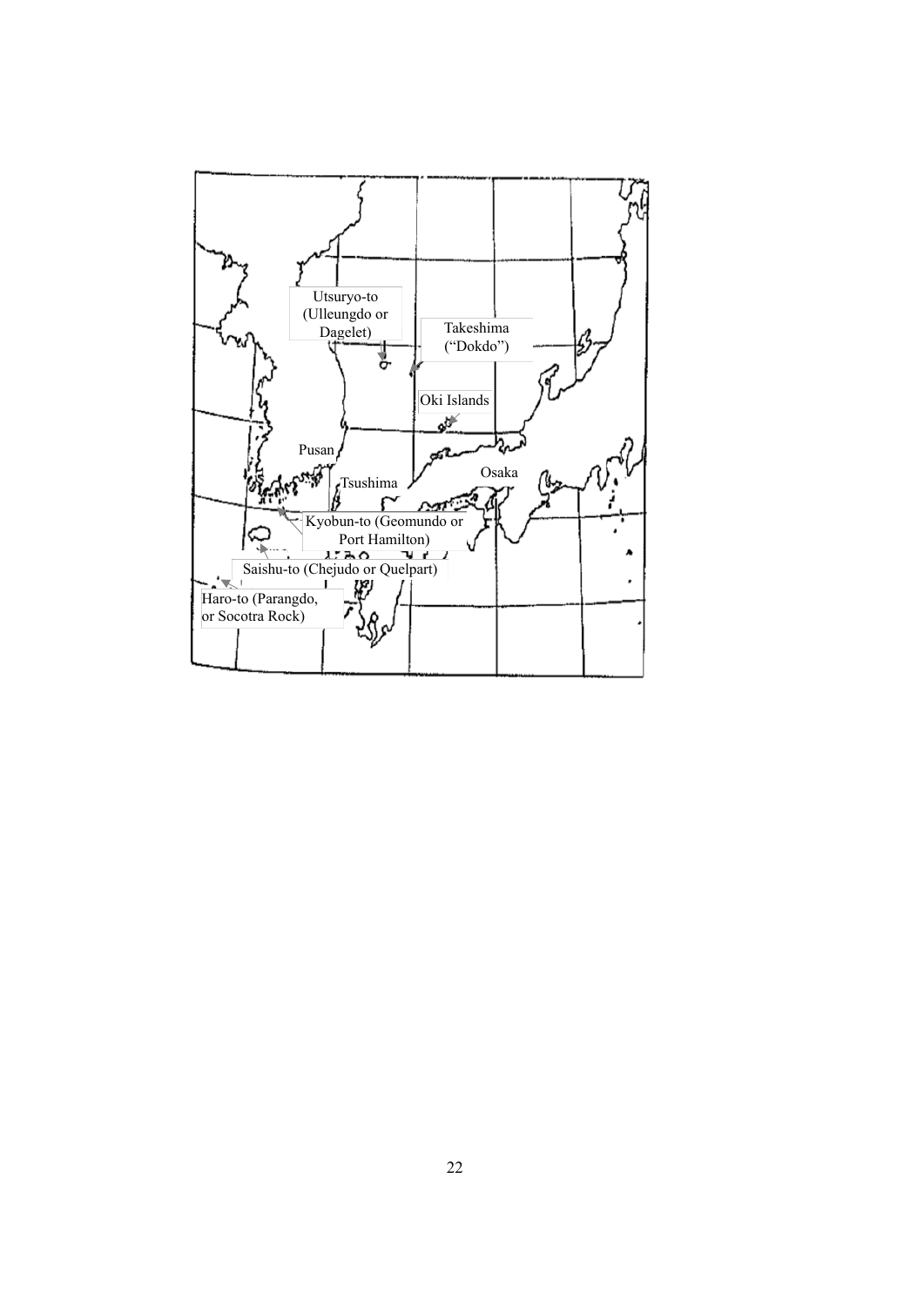Utsuryo-to (Ulleungdo or Dagelet)

Takeshima (“Dokdo”)

Oki Islands

Pusan

Tsushima

Osaka

Kyobun-to (Geomundo or Port Hamilton)

Saishu-to (Chejudo or Quelpart)

Haro-to (Parangdo, or Socotra Rock)